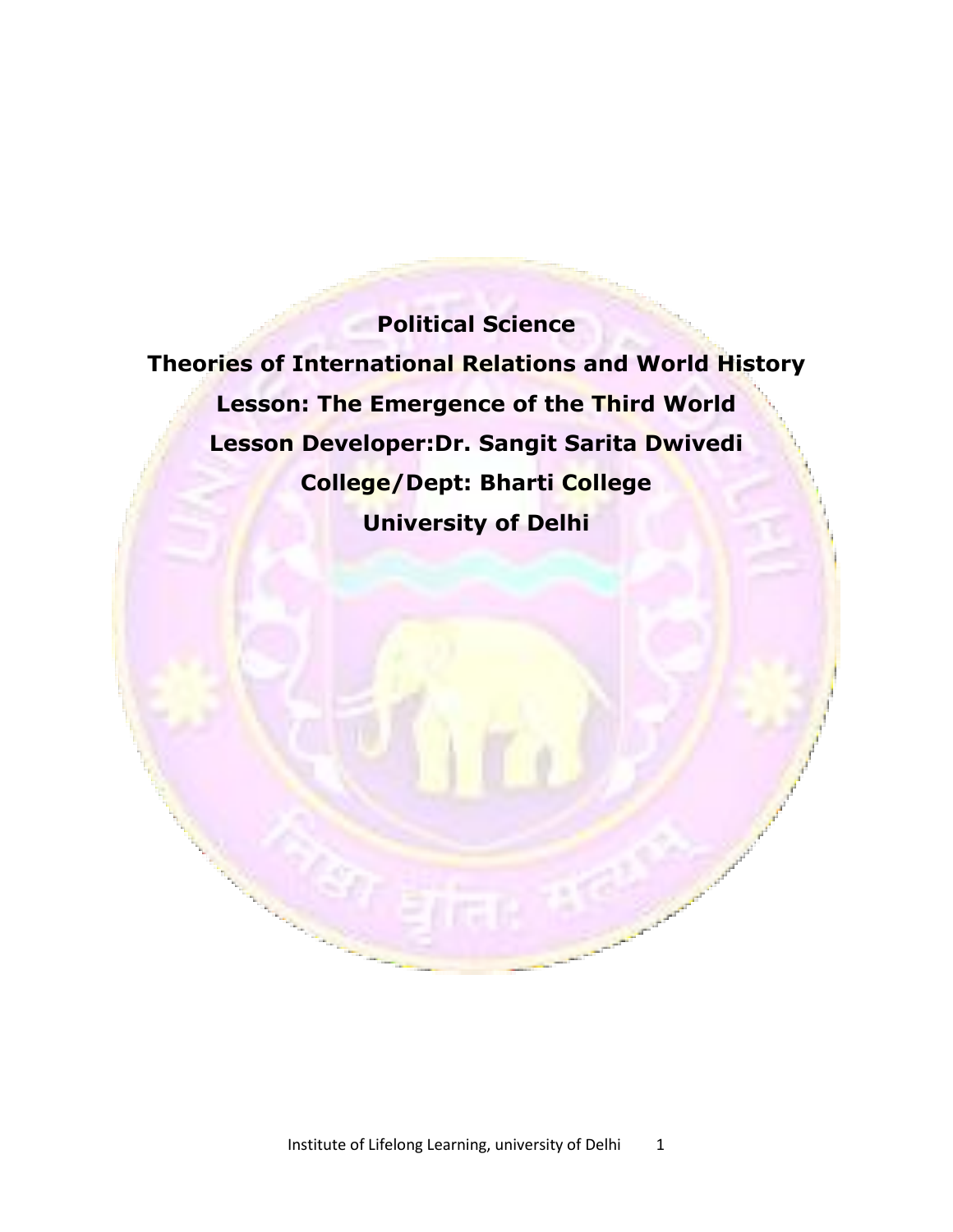**Political Science**

**Theories of International Relations and World History**

**Lesson: The Emergence of the Third World**

**Lesson Developer:Dr. Sangit Sarita Dwivedi**

**College/Dept: Bharti College**

**University of Delhi**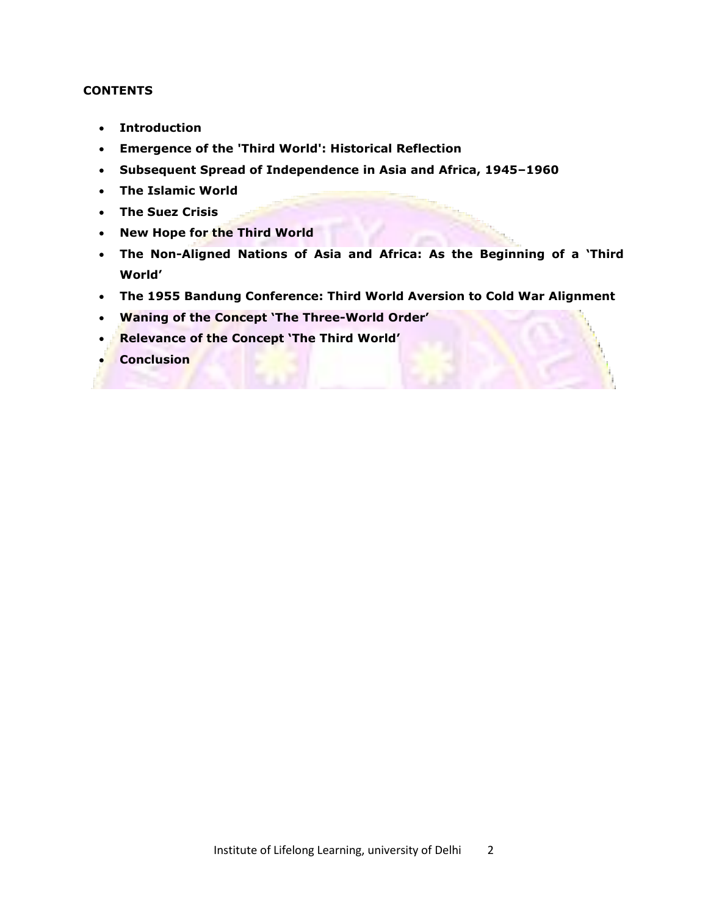**CONTENTS**

- **Introduction**
- **Emergence of the 'Third World': Historical Reflection**
- **Subsequent Spread of Independence in Asia and Africa, 1945–1960**
- **The Islamic World**
- **The Suez Crisis**
- **New Hope for the Third World**
- **The Non-Aligned Nations of Asia and Africa: As the Beginning of a 'Third World'**
- **The 1955 Bandung Conference: Third World Aversion to Cold War Alignment**
- **Waning of the Concept 'The Three-World Order'**
- **Relevance of the Concept 'The Third World'**
- **Conclusion**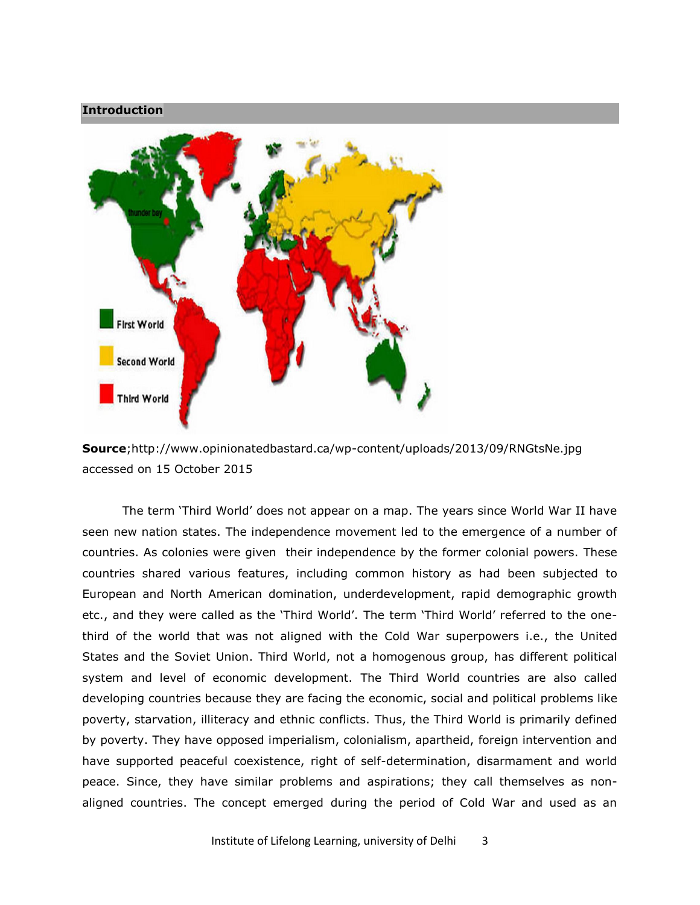## Introduction

**Source**;http://www.opinionatedbastard.ca/wp-content/uploads/2013/09/RNGtsNe.jpg accessed on 15 October 2015

The term 'Third World' does not appear on a map. The years since World War II have seen new nation states. The independence movement led to the emergence of a number of countries. As colonies were given their independence by the former colonial powers. These countries shared various features, including common history as had been subjected to European and North American domination, underdevelopment, rapid demographic growth etc., and they were called as the 'Third World'. The term 'Third World' referred to the one-third of the world that was not aligned with the Cold War superpowers i.e., the United States and the Soviet Union. Third World, not a homogenous group, has different political system and level of economic development. The Third World countries are also called developing countries because they are facing the economic, social and political problems like poverty, starvation, illiteracy and ethnic conflicts. Thus, the Third World is primarily defined by poverty. They have opposed imperialism, colonialism, apartheid, foreign intervention and have supported peaceful coexistence, right of self-determination, disarmament and world peace. Since, they have similar problems and aspirations; they call themselves as non-aligned countries. The concept emerged during the period of Cold War and used as an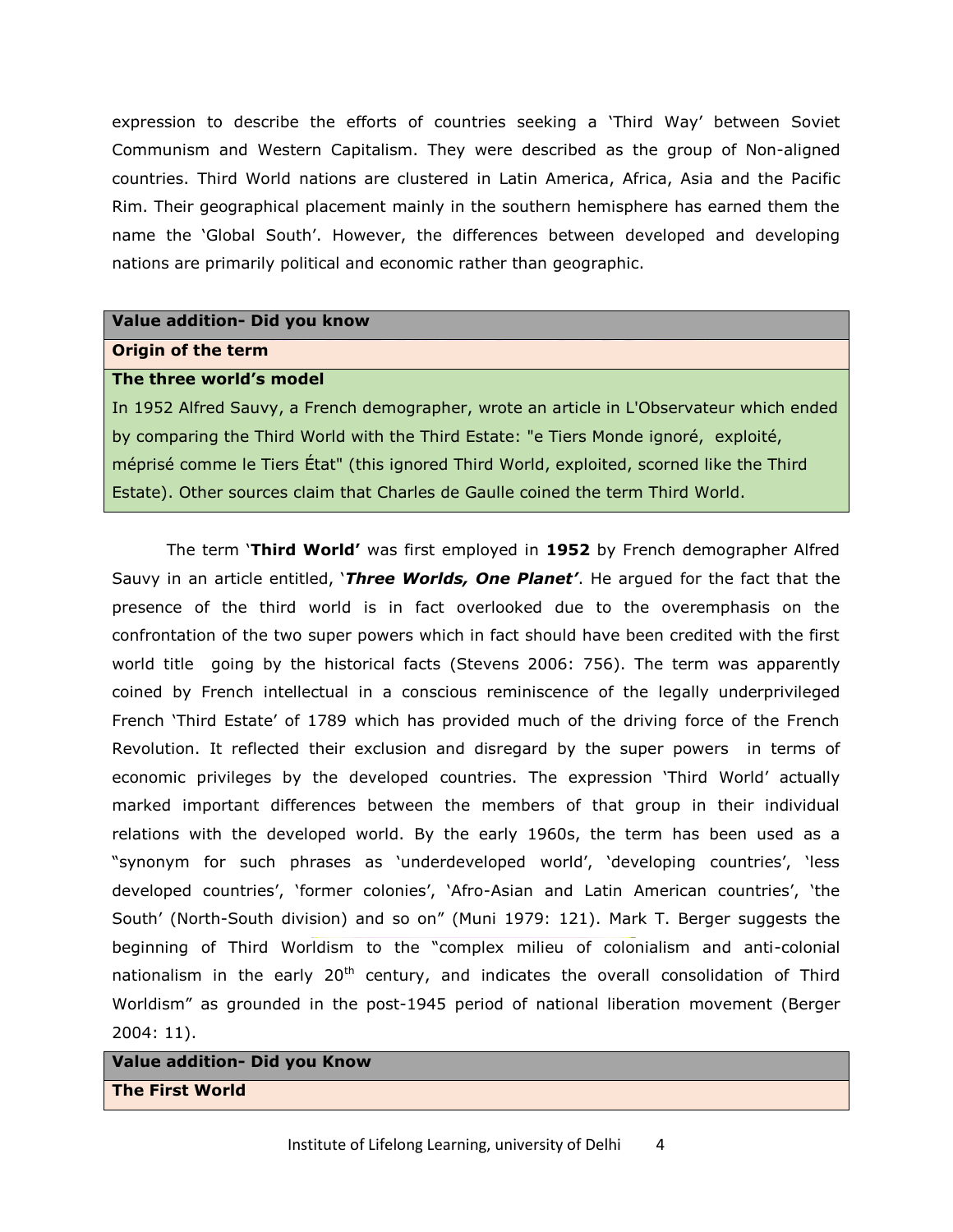expression to describe the efforts of countries seeking a 'Third Way' between Soviet Communism and Western Capitalism. They were described as the group of Non-aligned countries. Third World nations are clustered in Latin America, Africa, Asia and the Pacific Rim. Their geographical placement mainly in the southern hemisphere has earned them the name the 'Global South'. However, the differences between developed and developing nations are primarily political and economic rather than geographic.

| **Value addition- Did you know** |
|---|
| **Origin of the term** |
| **The three world's model**<br>In 1952 Alfred Sauvy, a French demographer, wrote an article in L'Observateur which ended by comparing the Third World with the Third Estate: "e Tiers Monde ignoré, exploité, méprisé comme le Tiers État" (this ignored Third World, exploited, scorned like the Third Estate). Other sources claim that Charles de Gaulle coined the term Third World. |

The term '**Third World'** was first employed in **1952** by French demographer Alfred Sauvy in an article entitled, '***Three Worlds, One Planet'***. He argued for the fact that the presence of the third world is in fact overlooked due to the overemphasis on the confrontation of the two super powers which in fact should have been credited with the first world title going by the historical facts (Stevens 2006: 756). The term was apparently coined by French intellectual in a conscious reminiscence of the legally underprivileged French 'Third Estate' of 1789 which has provided much of the driving force of the French Revolution. It reflected their exclusion and disregard by the super powers in terms of economic privileges by the developed countries. The expression 'Third World' actually marked important differences between the members of that group in their individual relations with the developed world. By the early 1960s, the term has been used as a "synonym for such phrases as 'underdeveloped world', 'developing countries', 'less developed countries', 'former colonies', 'Afro-Asian and Latin American countries', 'the South' (North-South division) and so on" (Muni 1979: 121). Mark T. Berger suggests the beginning of Third Worldism to the "complex milieu of colonialism and anti-colonial nationalism in the early 20th century, and indicates the overall consolidation of Third Worldism" as grounded in the post-1945 period of national liberation movement (Berger 2004: 11).

| **Value addition- Did you Know** |
|---|
| **The First World** |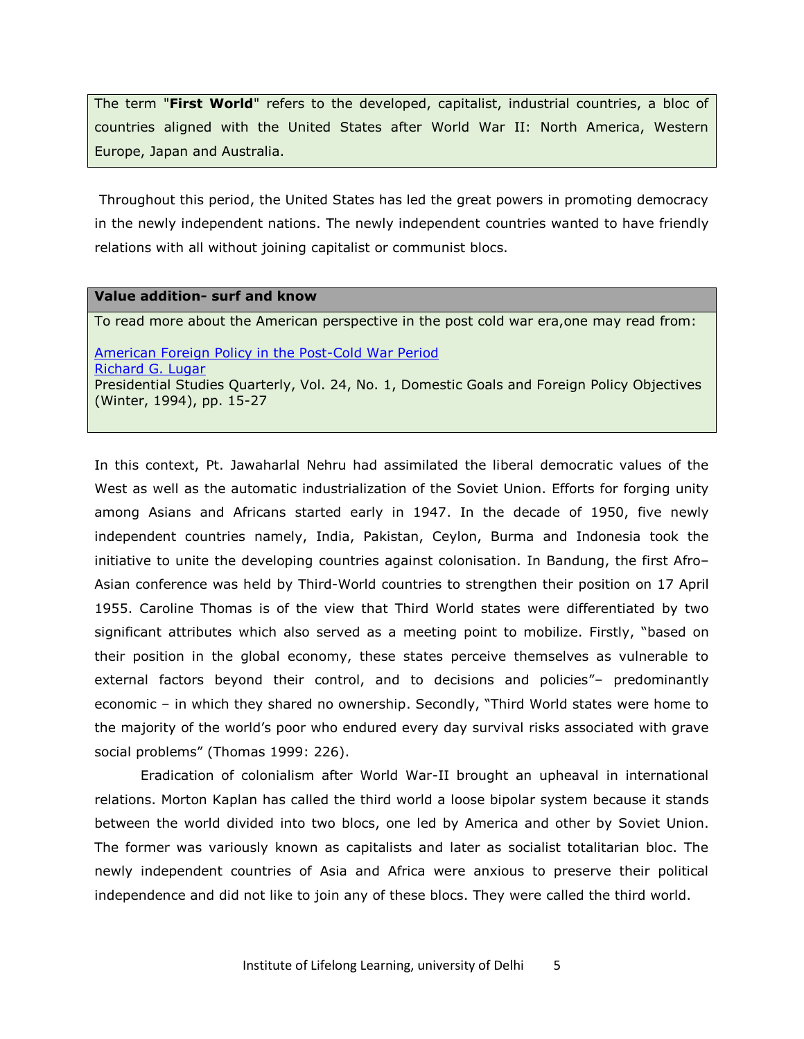The term "**First World**" refers to the developed, capitalist, industrial countries, a bloc of countries aligned with the United States after World War II: North America, Western Europe, Japan and Australia.

Throughout this period, the United States has led the great powers in promoting democracy in the newly independent nations. The newly independent countries wanted to have friendly relations with all without joining capitalist or communist blocs.

**Value addition- surf and know**

To read more about the American perspective in the post cold war era,one may read from:

American Foreign Policy in the Post-Cold War Period
Richard G. Lugar
Presidential Studies Quarterly, Vol. 24, No. 1, Domestic Goals and Foreign Policy Objectives (Winter, 1994), pp. 15-27

In this context, Pt. Jawaharlal Nehru had assimilated the liberal democratic values of the West as well as the automatic industrialization of the Soviet Union. Efforts for forging unity among Asians and Africans started early in 1947. In the decade of 1950, five newly independent countries namely, India, Pakistan, Ceylon, Burma and Indonesia took the initiative to unite the developing countries against colonisation. In Bandung, the first Afro–Asian conference was held by Third-World countries to strengthen their position on 17 April 1955. Caroline Thomas is of the view that Third World states were differentiated by two significant attributes which also served as a meeting point to mobilize. Firstly, "based on their position in the global economy, these states perceive themselves as vulnerable to external factors beyond their control, and to decisions and policies"– predominantly economic – in which they shared no ownership. Secondly, "Third World states were home to the majority of the world's poor who endured every day survival risks associated with grave social problems" (Thomas 1999: 226).

Eradication of colonialism after World War-II brought an upheaval in international relations. Morton Kaplan has called the third world a loose bipolar system because it stands between the world divided into two blocs, one led by America and other by Soviet Union. The former was variously known as capitalists and later as socialist totalitarian bloc. The newly independent countries of Asia and Africa were anxious to preserve their political independence and did not like to join any of these blocs. They were called the third world.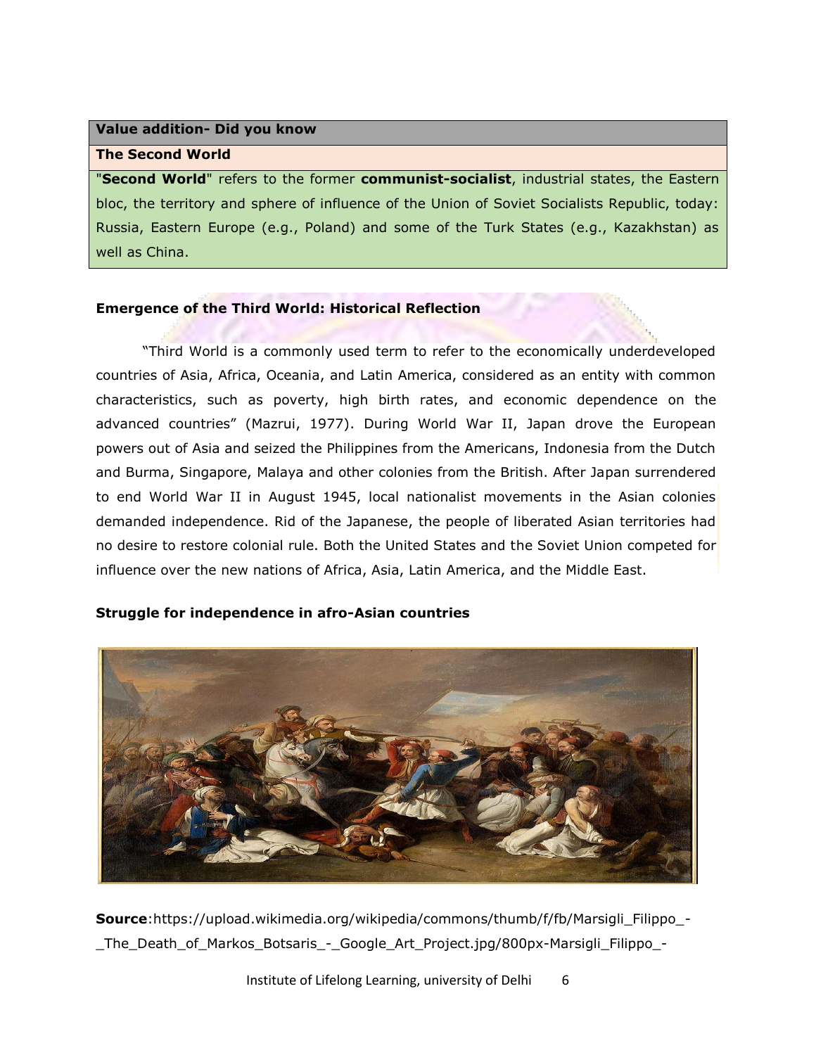| Value addition- Did you know |
| --- |
| **The Second World** |
| "**Second World**" refers to the former **communist-socialist**, industrial states, the Eastern bloc, the territory and sphere of influence of the Union of Soviet Socialists Republic, today: Russia, Eastern Europe (e.g., Poland) and some of the Turk States (e.g., Kazakhstan) as well as China. |

**Emergence of the Third World: Historical Reflection**

"Third World is a commonly used term to refer to the economically underdeveloped countries of Asia, Africa, Oceania, and Latin America, considered as an entity with common characteristics, such as poverty, high birth rates, and economic dependence on the advanced countries" (Mazrui, 1977). During World War II, Japan drove the European powers out of Asia and seized the Philippines from the Americans, Indonesia from the Dutch and Burma, Singapore, Malaya and other colonies from the British. After Japan surrendered to end World War II in August 1945, local nationalist movements in the Asian colonies demanded independence. Rid of the Japanese, the people of liberated Asian territories had no desire to restore colonial rule. Both the United States and the Soviet Union competed for influence over the new nations of Africa, Asia, Latin America, and the Middle East.

**Struggle for independence in afro-Asian countries**

**Source**:https://upload.wikimedia.org/wikipedia/commons/thumb/f/fb/Marsigli_Filippo_-_The_Death_of_Markos_Botsaris_-_Google_Art_Project.jpg/800px-Marsigli_Filippo_-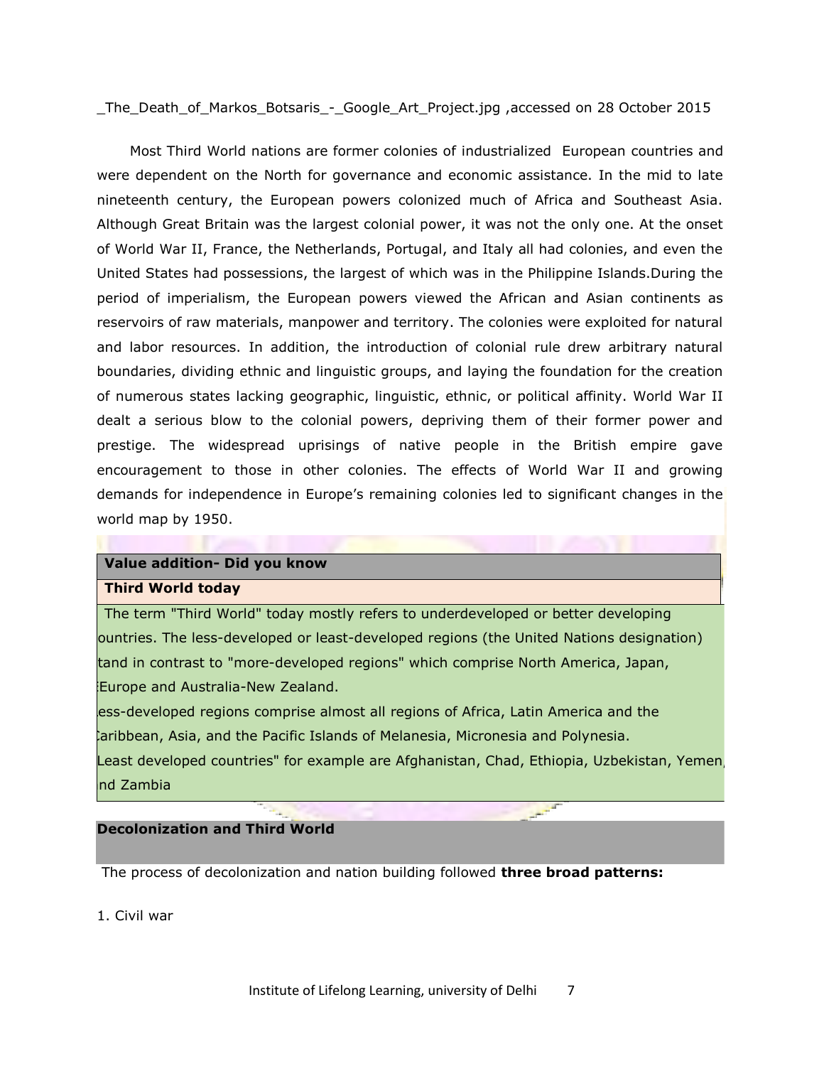_The_Death_of_Markos_Botsaris_-_Google_Art_Project.jpg ,accessed on 28 October 2015

Most Third World nations are former colonies of industrialized European countries and were dependent on the North for governance and economic assistance. In the mid to late nineteenth century, the European powers colonized much of Africa and Southeast Asia. Although Great Britain was the largest colonial power, it was not the only one. At the onset of World War II, France, the Netherlands, Portugal, and Italy all had colonies, and even the United States had possessions, the largest of which was in the Philippine Islands.During the period of imperialism, the European powers viewed the African and Asian continents as reservoirs of raw materials, manpower and territory. The colonies were exploited for natural and labor resources. In addition, the introduction of colonial rule drew arbitrary natural boundaries, dividing ethnic and linguistic groups, and laying the foundation for the creation of numerous states lacking geographic, linguistic, ethnic, or political affinity. World War II dealt a serious blow to the colonial powers, depriving them of their former power and prestige. The widespread uprisings of native people in the British empire gave encouragement to those in other colonies. The effects of World War II and growing demands for independence in Europe's remaining colonies led to significant changes in the world map by 1950.

**Value addition- Did you know**

**Third World today**

The term "Third World" today mostly refers to underdeveloped or better developing ountries. The less-developed or least-developed regions (the United Nations designation) tand in contrast to "more-developed regions" which comprise North America, Japan, Europe and Australia-New Zealand.

ess-developed regions comprise almost all regions of Africa, Latin America and the Caribbean, Asia, and the Pacific Islands of Melanesia, Micronesia and Polynesia.

Least developed countries" for example are Afghanistan, Chad, Ethiopia, Uzbekistan, Yemen, nd Zambia

### Decolonization and Third World

The process of decolonization and nation building followed **three broad patterns:**

1. Civil war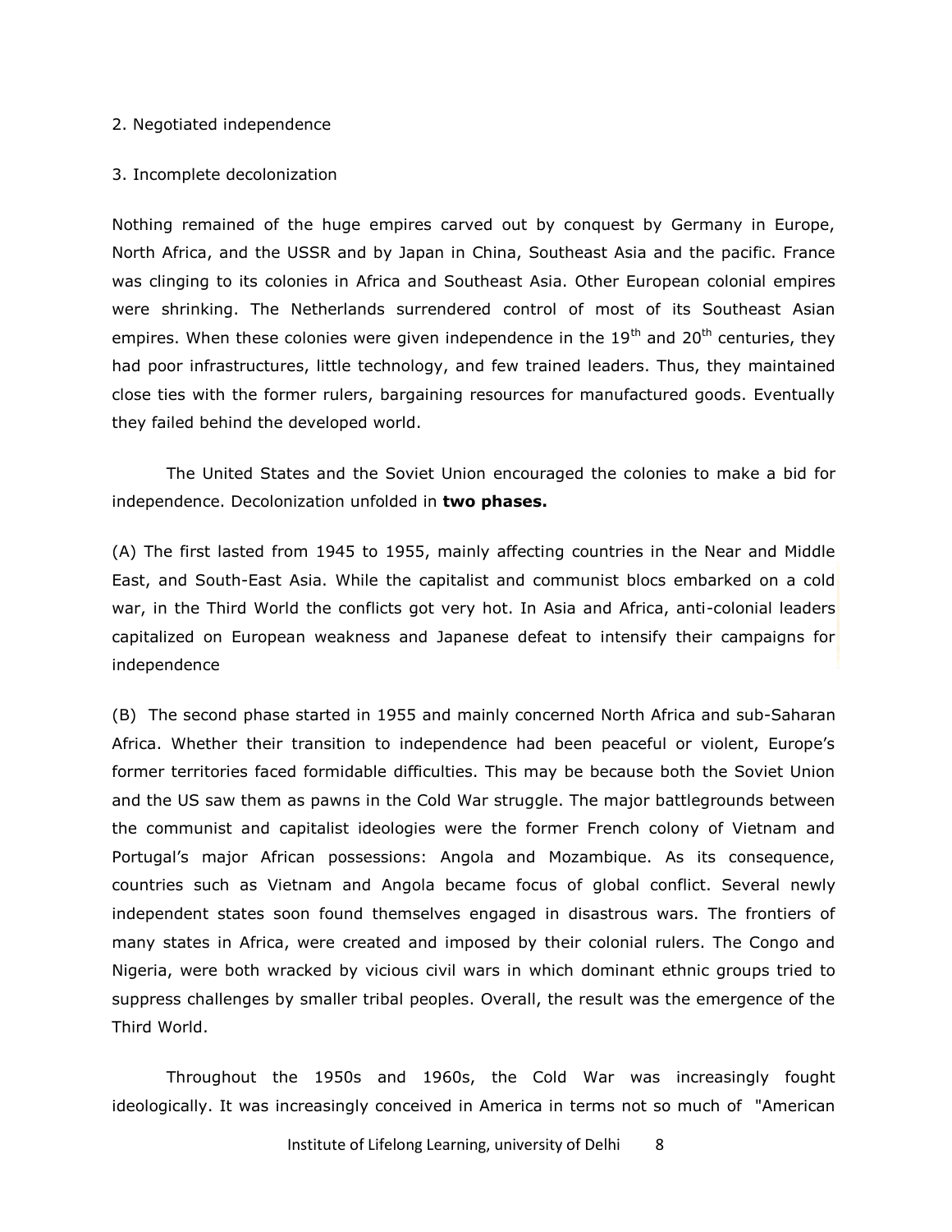2. Negotiated independence

3. Incomplete decolonization

Nothing remained of the huge empires carved out by conquest by Germany in Europe, North Africa, and the USSR and by Japan in China, Southeast Asia and the pacific. France was clinging to its colonies in Africa and Southeast Asia. Other European colonial empires were shrinking. The Netherlands surrendered control of most of its Southeast Asian empires. When these colonies were given independence in the 19th and 20th centuries, they had poor infrastructures, little technology, and few trained leaders. Thus, they maintained close ties with the former rulers, bargaining resources for manufactured goods. Eventually they failed behind the developed world.

The United States and the Soviet Union encouraged the colonies to make a bid for independence. Decolonization unfolded in **two phases.**

(A) The first lasted from 1945 to 1955, mainly affecting countries in the Near and Middle East, and South-East Asia. While the capitalist and communist blocs embarked on a cold war, in the Third World the conflicts got very hot. In Asia and Africa, anti-colonial leaders capitalized on European weakness and Japanese defeat to intensify their campaigns for independence

(B) The second phase started in 1955 and mainly concerned North Africa and sub-Saharan Africa. Whether their transition to independence had been peaceful or violent, Europe's former territories faced formidable difficulties. This may be because both the Soviet Union and the US saw them as pawns in the Cold War struggle. The major battlegrounds between the communist and capitalist ideologies were the former French colony of Vietnam and Portugal's major African possessions: Angola and Mozambique. As its consequence, countries such as Vietnam and Angola became focus of global conflict. Several newly independent states soon found themselves engaged in disastrous wars. The frontiers of many states in Africa, were created and imposed by their colonial rulers. The Congo and Nigeria, were both wracked by vicious civil wars in which dominant ethnic groups tried to suppress challenges by smaller tribal peoples. Overall, the result was the emergence of the Third World.

Throughout the 1950s and 1960s, the Cold War was increasingly fought ideologically. It was increasingly conceived in America in terms not so much of "American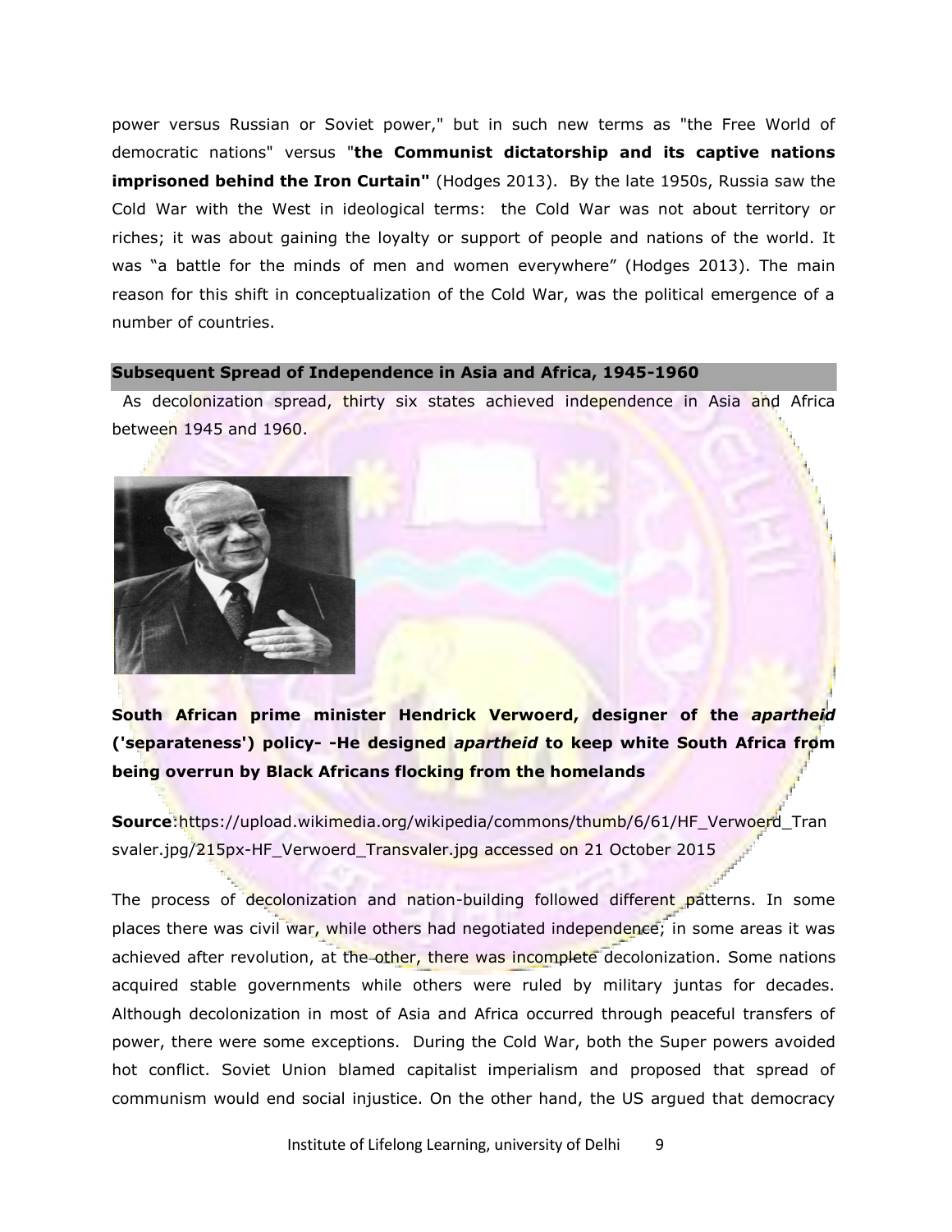power versus Russian or Soviet power," but in such new terms as "the Free World of democratic nations" versus "**the Communist dictatorship and its captive nations imprisoned behind the Iron Curtain"** (Hodges 2013). By the late 1950s, Russia saw the Cold War with the West in ideological terms: the Cold War was not about territory or riches; it was about gaining the loyalty or support of people and nations of the world. It was "a battle for the minds of men and women everywhere" (Hodges 2013). The main reason for this shift in conceptualization of the Cold War, was the political emergence of a number of countries.

## Subsequent Spread of Independence in Asia and Africa, 1945-1960

As decolonization spread, thirty six states achieved independence in Asia and Africa between 1945 and 1960.

**South African prime minister Hendrick Verwoerd, designer of the *apartheid* ('separateness') policy- -He designed *apartheid* to keep white South Africa from being overrun by Black Africans flocking from the homelands**

**Source**:https://upload.wikimedia.org/wikipedia/commons/thumb/6/61/HF_Verwoerd_Transvaler.jpg/215px-HF_Verwoerd_Transvaler.jpg accessed on 21 October 2015

The process of decolonization and nation-building followed different patterns. In some places there was civil war, while others had negotiated independence; in some areas it was achieved after revolution, at the other, there was incomplete decolonization. Some nations acquired stable governments while others were ruled by military juntas for decades. Although decolonization in most of Asia and Africa occurred through peaceful transfers of power, there were some exceptions. During the Cold War, both the Super powers avoided hot conflict. Soviet Union blamed capitalist imperialism and proposed that spread of communism would end social injustice. On the other hand, the US argued that democracy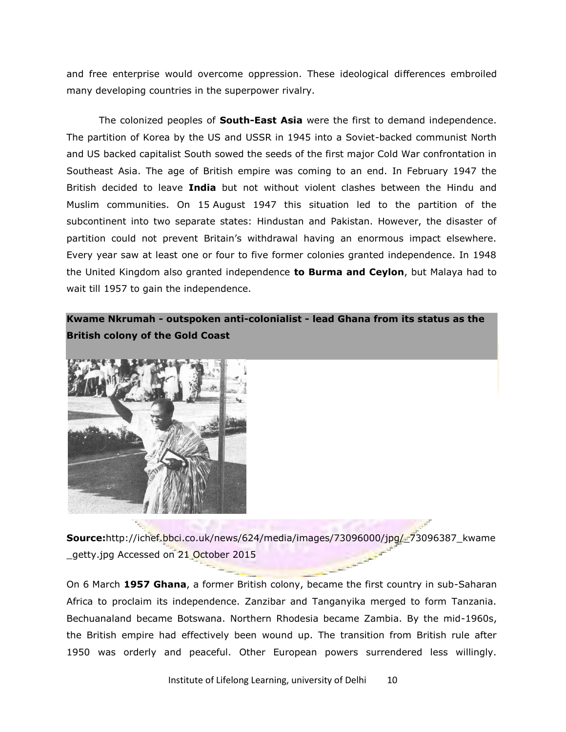and free enterprise would overcome oppression. These ideological differences embroiled many developing countries in the superpower rivalry.

The colonized peoples of **South-East Asia** were the first to demand independence. The partition of Korea by the US and USSR in 1945 into a Soviet-backed communist North and US backed capitalist South sowed the seeds of the first major Cold War confrontation in Southeast Asia. The age of British empire was coming to an end. In February 1947 the British decided to leave **India** but not without violent clashes between the Hindu and Muslim communities. On 15 August 1947 this situation led to the partition of the subcontinent into two separate states: Hindustan and Pakistan. However, the disaster of partition could not prevent Britain's withdrawal having an enormous impact elsewhere. Every year saw at least one or four to five former colonies granted independence. In 1948 the United Kingdom also granted independence **to Burma and Ceylon**, but Malaya had to wait till 1957 to gain the independence.

**Kwame Nkrumah - outspoken anti-colonialist - lead Ghana from its status as the British colony of the Gold Coast**

**Source:**http://ichef.bbci.co.uk/news/624/media/images/73096000/jpg/_73096387_kwame_getty.jpg Accessed on 21 October 2015

On 6 March **1957 Ghana**, a former British colony, became the first country in sub-Saharan Africa to proclaim its independence. Zanzibar and Tanganyika merged to form Tanzania. Bechuanaland became Botswana. Northern Rhodesia became Zambia. By the mid-1960s, the British empire had effectively been wound up. The transition from British rule after 1950 was orderly and peaceful. Other European powers surrendered less willingly.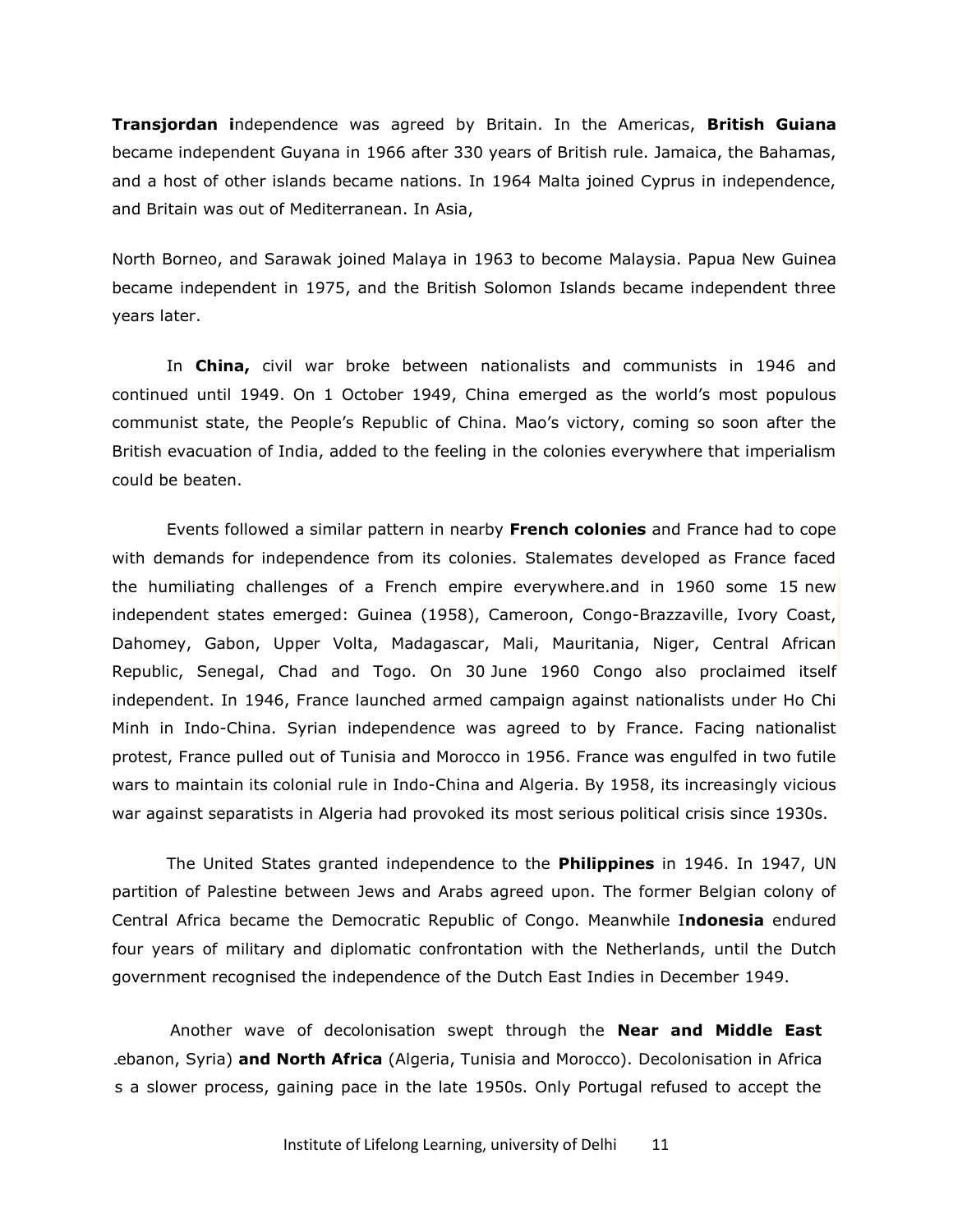**Transjordan i**ndependence was agreed by Britain. In the Americas, **British Guiana** became independent Guyana in 1966 after 330 years of British rule. Jamaica, the Bahamas, and a host of other islands became nations. In 1964 Malta joined Cyprus in independence, and Britain was out of Mediterranean. In Asia,

North Borneo, and Sarawak joined Malaya in 1963 to become Malaysia. Papua New Guinea became independent in 1975, and the British Solomon Islands became independent three years later.

In **China,** civil war broke between nationalists and communists in 1946 and continued until 1949. On 1 October 1949, China emerged as the world's most populous communist state, the People's Republic of China. Mao's victory, coming so soon after the British evacuation of India, added to the feeling in the colonies everywhere that imperialism could be beaten.

Events followed a similar pattern in nearby **French colonies** and France had to cope with demands for independence from its colonies. Stalemates developed as France faced the humiliating challenges of a French empire everywhere.and in 1960 some 15 new independent states emerged: Guinea (1958), Cameroon, Congo-Brazzaville, Ivory Coast, Dahomey, Gabon, Upper Volta, Madagascar, Mali, Mauritania, Niger, Central African Republic, Senegal, Chad and Togo. On 30 June 1960 Congo also proclaimed itself independent. In 1946, France launched armed campaign against nationalists under Ho Chi Minh in Indo-China. Syrian independence was agreed to by France. Facing nationalist protest, France pulled out of Tunisia and Morocco in 1956. France was engulfed in two futile wars to maintain its colonial rule in Indo-China and Algeria. By 1958, its increasingly vicious war against separatists in Algeria had provoked its most serious political crisis since 1930s.

The United States granted independence to the **Philippines** in 1946. In 1947, UN partition of Palestine between Jews and Arabs agreed upon. The former Belgian colony of Central Africa became the Democratic Republic of Congo. Meanwhile I**ndonesia** endured four years of military and diplomatic confrontation with the Netherlands, until the Dutch government recognised the independence of the Dutch East Indies in December 1949.

Another wave of decolonisation swept through the **Near and Middle East** .ebanon, Syria) **and North Africa** (Algeria, Tunisia and Morocco). Decolonisation in Africa s a slower process, gaining pace in the late 1950s. Only Portugal refused to accept the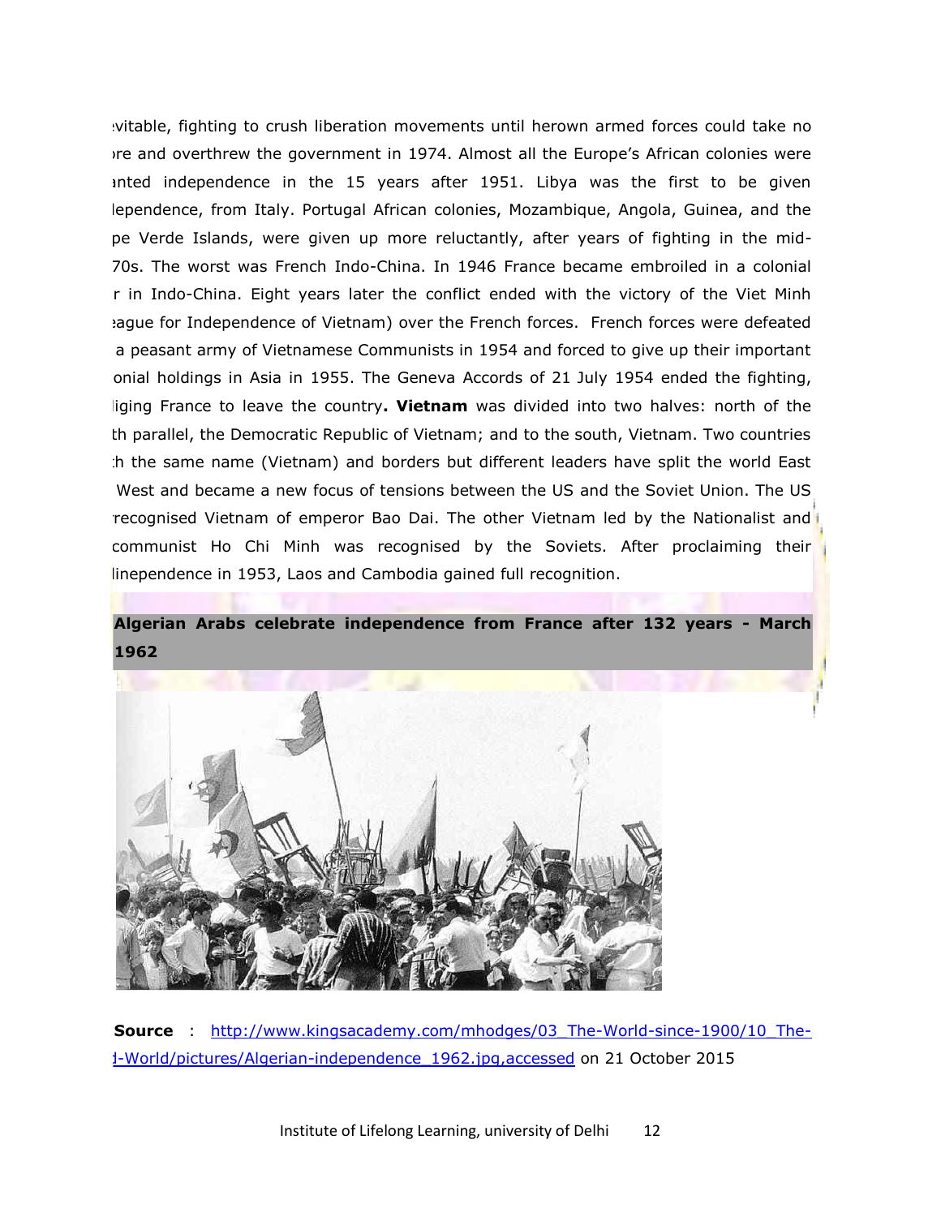:vitable, fighting to crush liberation movements until herown armed forces could take no ›re and overthrew the government in 1974. Almost all the Europe's African colonies were ›nted independence in the 15 years after 1951. Libya was the first to be given lependence, from Italy. Portugal African colonies, Mozambique, Angola, Guinea, and the pe Verde Islands, were given up more reluctantly, after years of fighting in the mid-70s. The worst was French Indo-China. In 1946 France became embroiled in a colonial r in Indo-China. Eight years later the conflict ended with the victory of the Viet Minh :ague for Independence of Vietnam) over the French forces. French forces were defeated a peasant army of Vietnamese Communists in 1954 and forced to give up their important onial holdings in Asia in 1955. The Geneva Accords of 21 July 1954 ended the fighting, liging France to leave the country**. Vietnam** was divided into two halves: north of the th parallel, the Democratic Republic of Vietnam; and to the south, Vietnam. Two countries :h the same name (Vietnam) and borders but different leaders have split the world East West and became a new focus of tensions between the US and the Soviet Union. The US recognised Vietnam of emperor Bao Dai. The other Vietnam led by the Nationalist and communist Ho Chi Minh was recognised by the Soviets. After proclaiming their linependence in 1953, Laos and Cambodia gained full recognition.

**Algerian Arabs celebrate independence from France after 132 years - March 1962**

**Source** : http://www.kingsacademy.com/mhodges/03_The-World-since-1900/10_The-ł-World/pictures/Algerian-independence_1962.jpg,accessed on 21 October 2015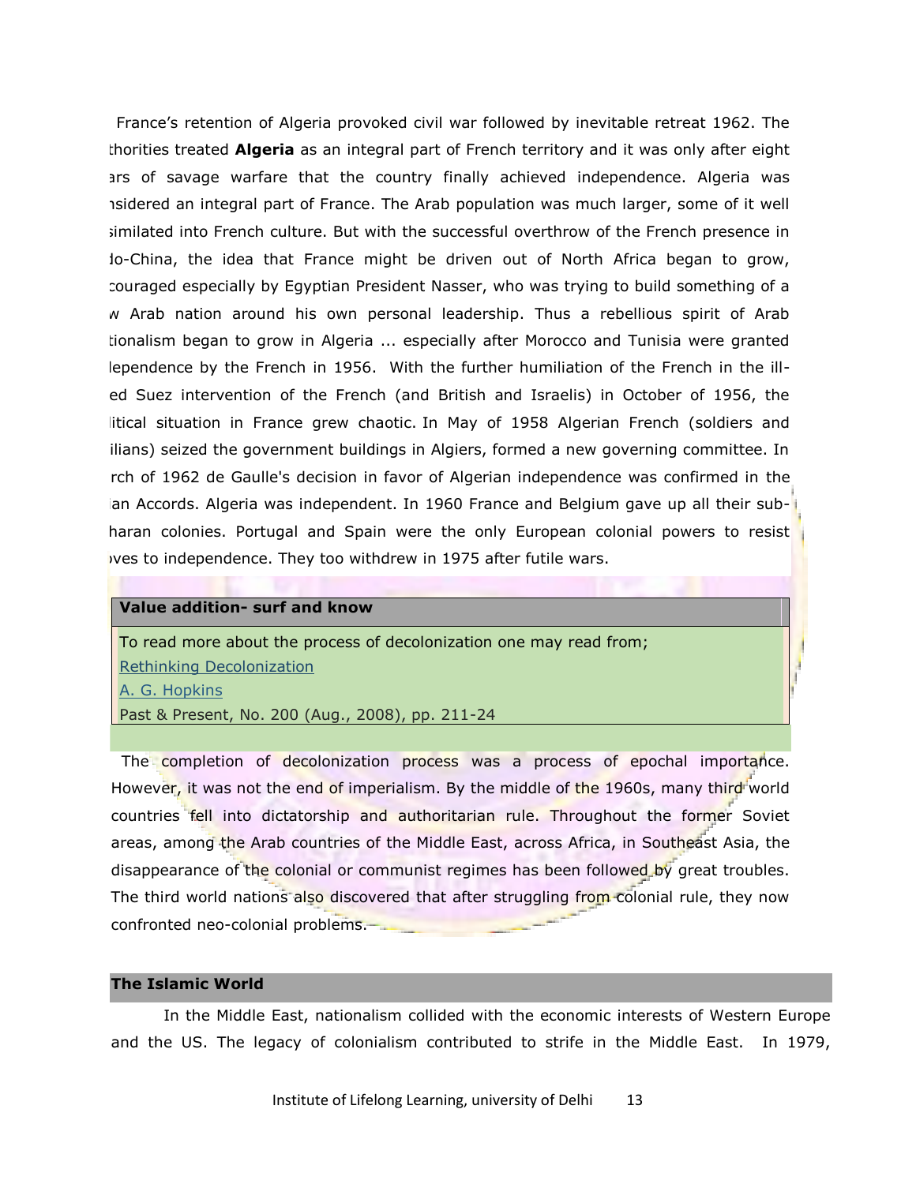France's retention of Algeria provoked civil war followed by inevitable retreat 1962. The thorities treated **Algeria** as an integral part of French territory and it was only after eight ars of savage warfare that the country finally achieved independence. Algeria was nsidered an integral part of France. The Arab population was much larger, some of it well similated into French culture. But with the successful overthrow of the French presence in do-China, the idea that France might be driven out of North Africa began to grow, couraged especially by Egyptian President Nasser, who was trying to build something of a w Arab nation around his own personal leadership. Thus a rebellious spirit of Arab tionalism began to grow in Algeria ... especially after Morocco and Tunisia were granted lependence by the French in 1956. With the further humiliation of the French in the ill-ed Suez intervention of the French (and British and Israelis) in October of 1956, the litical situation in France grew chaotic. In May of 1958 Algerian French (soldiers and ilians) seized the government buildings in Algiers, formed a new governing committee. In rch of 1962 de Gaulle's decision in favor of Algerian independence was confirmed in the ian Accords. Algeria was independent. In 1960 France and Belgium gave up all their sub-haran colonies. Portugal and Spain were the only European colonial powers to resist ves to independence. They too withdrew in 1975 after futile wars.

| **Value addition- surf and know** |
|---|
| To read more about the process of decolonization one may read from;<br>Rethinking Decolonization<br>A. G. Hopkins<br>Past & Present, No. 200 (Aug., 2008), pp. 211-24 |

The completion of decolonization process was a process of epochal importance. However, it was not the end of imperialism. By the middle of the 1960s, many third world countries fell into dictatorship and authoritarian rule. Throughout the former Soviet areas, among the Arab countries of the Middle East, across Africa, in Southeast Asia, the disappearance of the colonial or communist regimes has been followed by great troubles. The third world nations also discovered that after struggling from colonial rule, they now confronted neo-colonial problems.

## The Islamic World

In the Middle East, nationalism collided with the economic interests of Western Europe and the US. The legacy of colonialism contributed to strife in the Middle East. In 1979,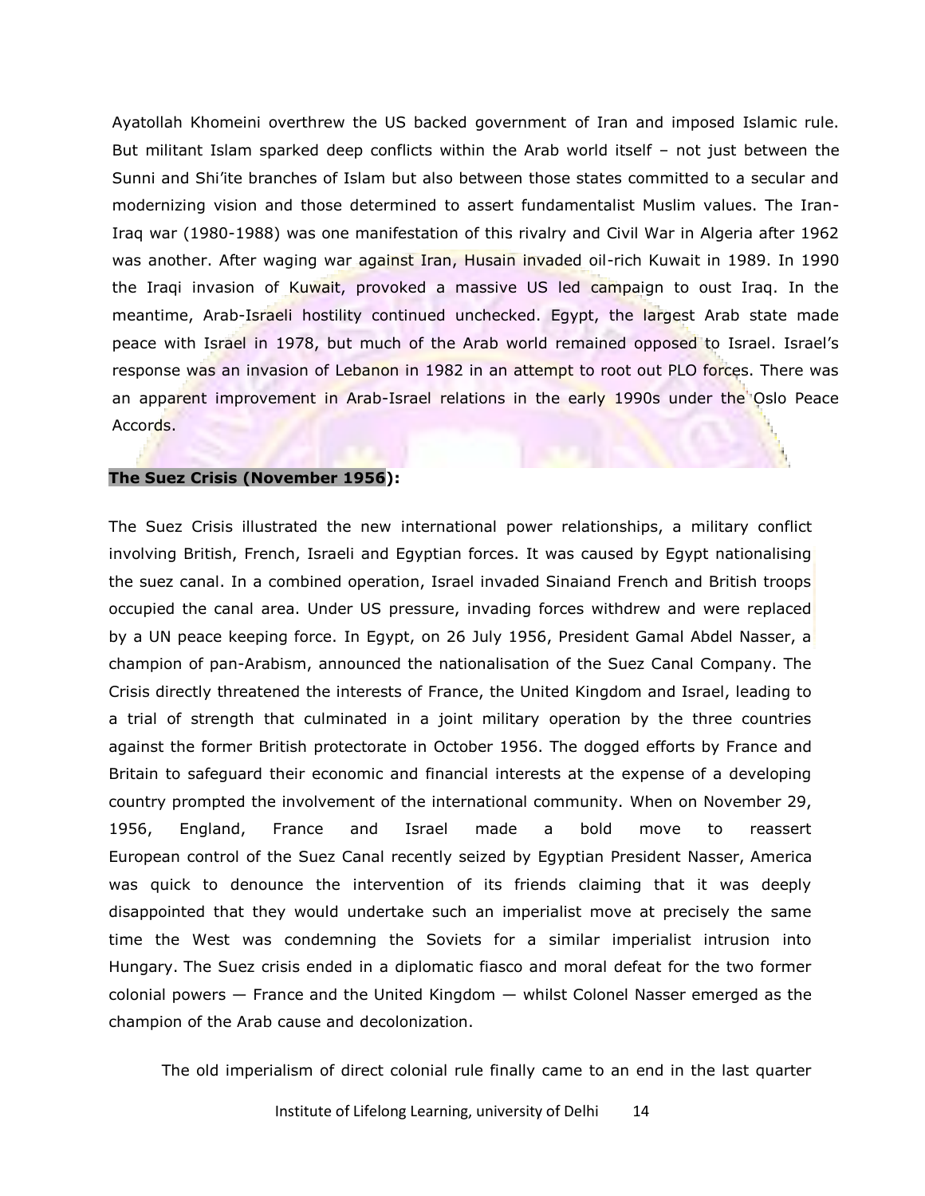Ayatollah Khomeini overthrew the US backed government of Iran and imposed Islamic rule. But militant Islam sparked deep conflicts within the Arab world itself – not just between the Sunni and Shi'ite branches of Islam but also between those states committed to a secular and modernizing vision and those determined to assert fundamentalist Muslim values. The Iran-Iraq war (1980-1988) was one manifestation of this rivalry and Civil War in Algeria after 1962 was another. After waging war against Iran, Husain invaded oil-rich Kuwait in 1989. In 1990 the Iraqi invasion of Kuwait, provoked a massive US led campaign to oust Iraq. In the meantime, Arab-Israeli hostility continued unchecked. Egypt, the largest Arab state made peace with Israel in 1978, but much of the Arab world remained opposed to Israel. Israel's response was an invasion of Lebanon in 1982 in an attempt to root out PLO forces. There was an apparent improvement in Arab-Israel relations in the early 1990s under the Oslo Peace Accords.

**The Suez Crisis (November 1956):**

The Suez Crisis illustrated the new international power relationships, a military conflict involving British, French, Israeli and Egyptian forces. It was caused by Egypt nationalising the suez canal. In a combined operation, Israel invaded Sinaiand French and British troops occupied the canal area. Under US pressure, invading forces withdrew and were replaced by a UN peace keeping force. In Egypt, on 26 July 1956, President Gamal Abdel Nasser, a champion of pan-Arabism, announced the nationalisation of the Suez Canal Company. The Crisis directly threatened the interests of France, the United Kingdom and Israel, leading to a trial of strength that culminated in a joint military operation by the three countries against the former British protectorate in October 1956. The dogged efforts by France and Britain to safeguard their economic and financial interests at the expense of a developing country prompted the involvement of the international community. When on November 29, 1956, England, France and Israel made a bold move to reassert European control of the Suez Canal recently seized by Egyptian President Nasser, America was quick to denounce the intervention of its friends claiming that it was deeply disappointed that they would undertake such an imperialist move at precisely the same time the West was condemning the Soviets for a similar imperialist intrusion into Hungary. The Suez crisis ended in a diplomatic fiasco and moral defeat for the two former colonial powers — France and the United Kingdom — whilst Colonel Nasser emerged as the champion of the Arab cause and decolonization.

The old imperialism of direct colonial rule finally came to an end in the last quarter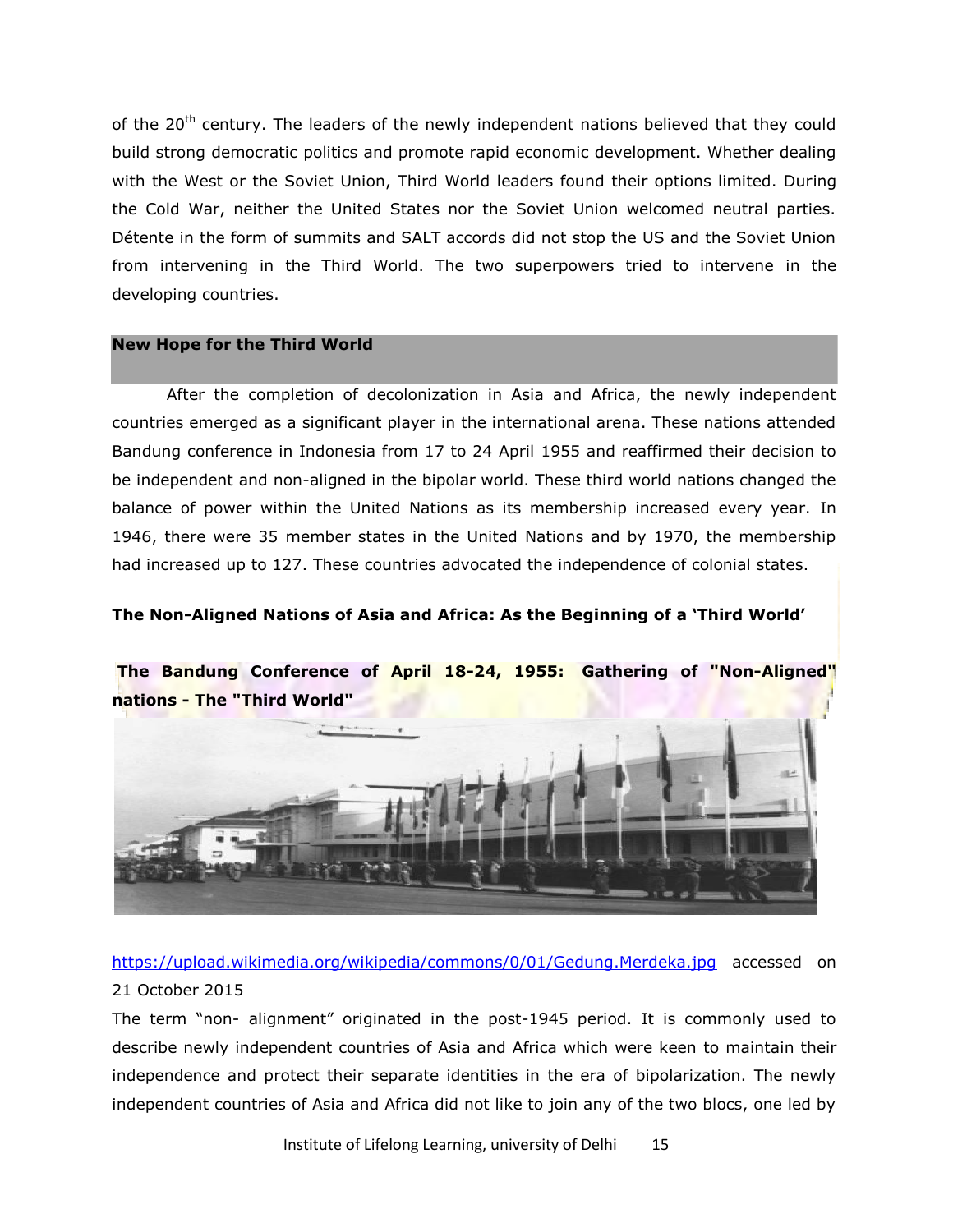of the 20th century. The leaders of the newly independent nations believed that they could build strong democratic politics and promote rapid economic development. Whether dealing with the West or the Soviet Union, Third World leaders found their options limited. During the Cold War, neither the United States nor the Soviet Union welcomed neutral parties. Détente in the form of summits and SALT accords did not stop the US and the Soviet Union from intervening in the Third World. The two superpowers tried to intervene in the developing countries.

## New Hope for the Third World

After the completion of decolonization in Asia and Africa, the newly independent countries emerged as a significant player in the international arena. These nations attended Bandung conference in Indonesia from 17 to 24 April 1955 and reaffirmed their decision to be independent and non-aligned in the bipolar world. These third world nations changed the balance of power within the United Nations as its membership increased every year. In 1946, there were 35 member states in the United Nations and by 1970, the membership had increased up to 127. These countries advocated the independence of colonial states.

**The Non-Aligned Nations of Asia and Africa: As the Beginning of a 'Third World'**

**The Bandung Conference of April 18-24, 1955: Gathering of "Non-Aligned" nations - The "Third World"**

https://upload.wikimedia.org/wikipedia/commons/0/01/Gedung.Merdeka.jpg accessed on 21 October 2015

The term "non- alignment" originated in the post-1945 period. It is commonly used to describe newly independent countries of Asia and Africa which were keen to maintain their independence and protect their separate identities in the era of bipolarization. The newly independent countries of Asia and Africa did not like to join any of the two blocs, one led by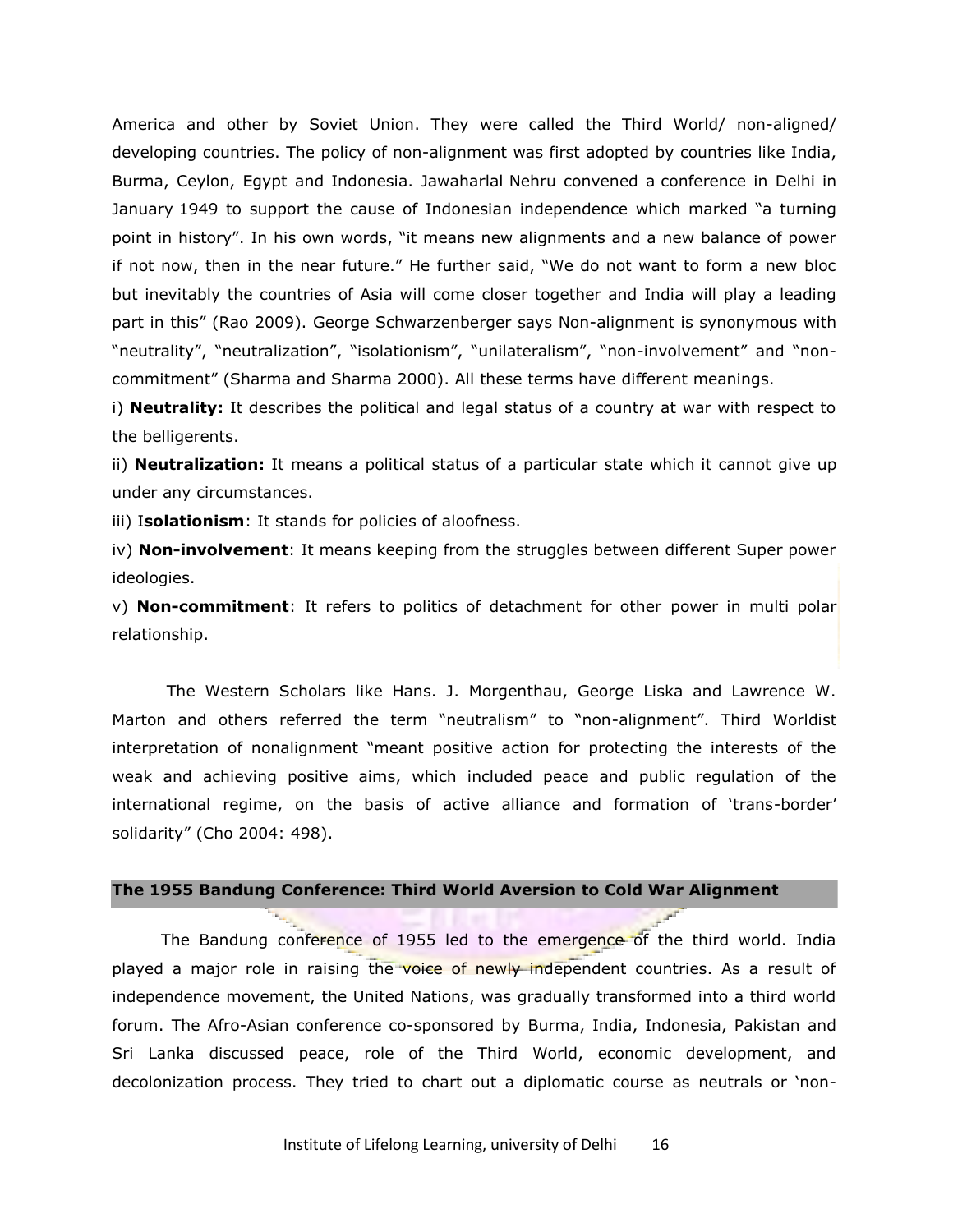America and other by Soviet Union. They were called the Third World/ non-aligned/ developing countries. The policy of non-alignment was first adopted by countries like India, Burma, Ceylon, Egypt and Indonesia. Jawaharlal Nehru convened a conference in Delhi in January 1949 to support the cause of Indonesian independence which marked "a turning point in history". In his own words, "it means new alignments and a new balance of power if not now, then in the near future." He further said, "We do not want to form a new bloc but inevitably the countries of Asia will come closer together and India will play a leading part in this" (Rao 2009). George Schwarzenberger says Non-alignment is synonymous with "neutrality", "neutralization", "isolationism", "unilateralism", "non-involvement" and "non-commitment" (Sharma and Sharma 2000). All these terms have different meanings.

i) **Neutrality:** It describes the political and legal status of a country at war with respect to the belligerents.

ii) **Neutralization:** It means a political status of a particular state which it cannot give up under any circumstances.

iii) I**solationism**: It stands for policies of aloofness.

iv) **Non-involvement**: It means keeping from the struggles between different Super power ideologies.

v) **Non-commitment**: It refers to politics of detachment for other power in multi polar relationship.

The Western Scholars like Hans. J. Morgenthau, George Liska and Lawrence W. Marton and others referred the term "neutralism" to "non-alignment". Third Worldist interpretation of nonalignment "meant positive action for protecting the interests of the weak and achieving positive aims, which included peace and public regulation of the international regime, on the basis of active alliance and formation of 'trans-border' solidarity" (Cho 2004: 498).

## The 1955 Bandung Conference: Third World Aversion to Cold War Alignment

The Bandung conference of 1955 led to the emergence of the third world. India played a major role in raising the voice of newly independent countries. As a result of independence movement, the United Nations, was gradually transformed into a third world forum. The Afro-Asian conference co-sponsored by Burma, India, Indonesia, Pakistan and Sri Lanka discussed peace, role of the Third World, economic development, and decolonization process. They tried to chart out a diplomatic course as neutrals or 'non-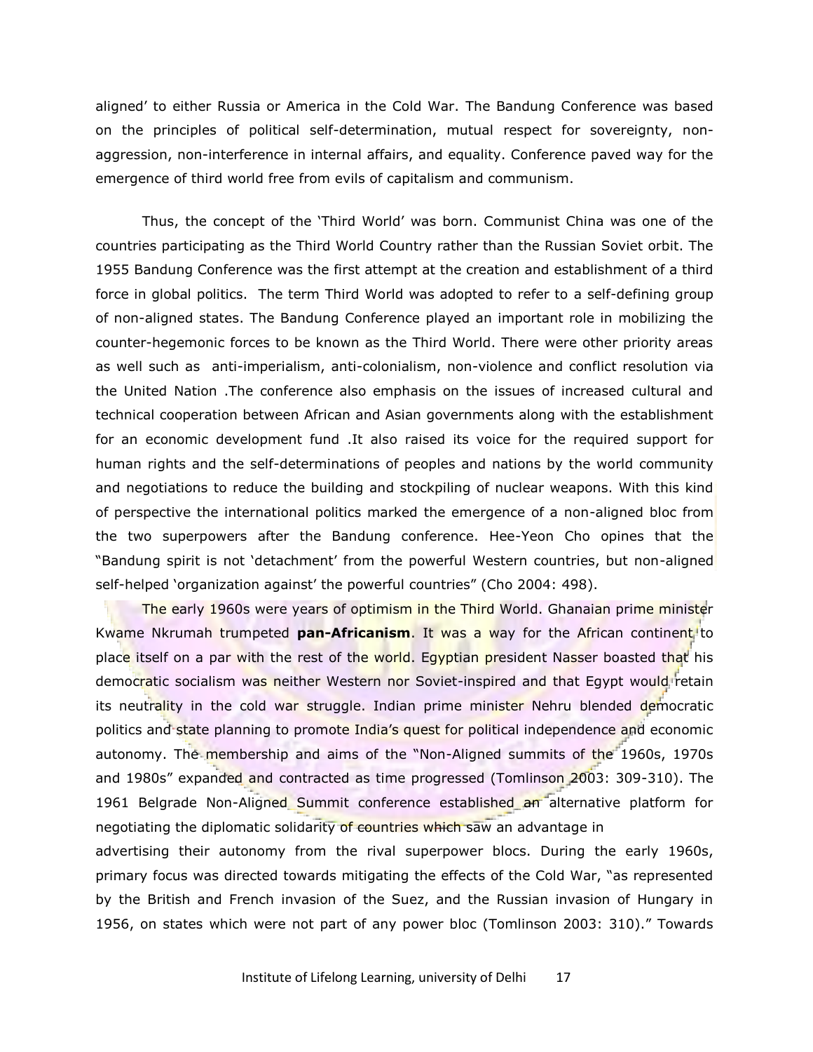aligned' to either Russia or America in the Cold War. The Bandung Conference was based on the principles of political self-determination, mutual respect for sovereignty, non-aggression, non-interference in internal affairs, and equality. Conference paved way for the emergence of third world free from evils of capitalism and communism.

Thus, the concept of the 'Third World' was born. Communist China was one of the countries participating as the Third World Country rather than the Russian Soviet orbit. The 1955 Bandung Conference was the first attempt at the creation and establishment of a third force in global politics. The term Third World was adopted to refer to a self-defining group of non-aligned states. The Bandung Conference played an important role in mobilizing the counter-hegemonic forces to be known as the Third World. There were other priority areas as well such as anti-imperialism, anti-colonialism, non-violence and conflict resolution via the United Nation .The conference also emphasis on the issues of increased cultural and technical cooperation between African and Asian governments along with the establishment for an economic development fund .It also raised its voice for the required support for human rights and the self-determinations of peoples and nations by the world community and negotiations to reduce the building and stockpiling of nuclear weapons. With this kind of perspective the international politics marked the emergence of a non-aligned bloc from the two superpowers after the Bandung conference. Hee-Yeon Cho opines that the "Bandung spirit is not 'detachment' from the powerful Western countries, but non-aligned self-helped 'organization against' the powerful countries" (Cho 2004: 498).

The early 1960s were years of optimism in the Third World. Ghanaian prime minister Kwame Nkrumah trumpeted **pan-Africanism**. It was a way for the African continent to place itself on a par with the rest of the world. Egyptian president Nasser boasted that his democratic socialism was neither Western nor Soviet-inspired and that Egypt would retain its neutrality in the cold war struggle. Indian prime minister Nehru blended democratic politics and state planning to promote India's quest for political independence and economic autonomy. The membership and aims of the "Non-Aligned summits of the 1960s, 1970s and 1980s" expanded and contracted as time progressed (Tomlinson 2003: 309-310). The 1961 Belgrade Non-Aligned Summit conference established an alternative platform for negotiating the diplomatic solidarity of countries which saw an advantage in advertising their autonomy from the rival superpower blocs. During the early 1960s, primary focus was directed towards mitigating the effects of the Cold War, "as represented by the British and French invasion of the Suez, and the Russian invasion of Hungary in 1956, on states which were not part of any power bloc (Tomlinson 2003: 310)." Towards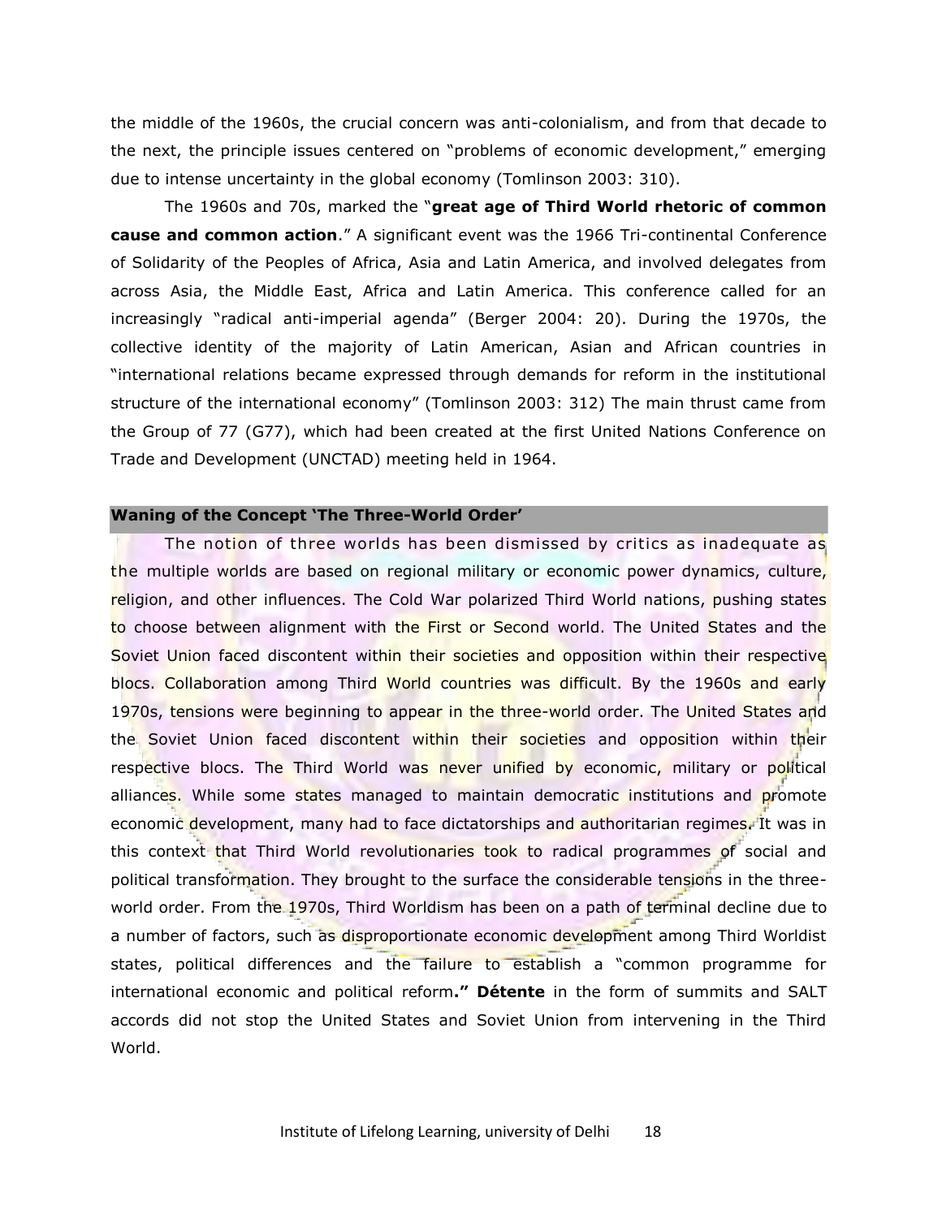the middle of the 1960s, the crucial concern was anti-colonialism, and from that decade to the next, the principle issues centered on "problems of economic development," emerging due to intense uncertainty in the global economy (Tomlinson 2003: 310).

The 1960s and 70s, marked the "**great age of Third World rhetoric of common cause and common action**." A significant event was the 1966 Tri-continental Conference of Solidarity of the Peoples of Africa, Asia and Latin America, and involved delegates from across Asia, the Middle East, Africa and Latin America. This conference called for an increasingly "radical anti-imperial agenda" (Berger 2004: 20). During the 1970s, the collective identity of the majority of Latin American, Asian and African countries in "international relations became expressed through demands for reform in the institutional structure of the international economy" (Tomlinson 2003: 312) The main thrust came from the Group of 77 (G77), which had been created at the first United Nations Conference on Trade and Development (UNCTAD) meeting held in 1964.

## Waning of the Concept 'The Three-World Order'

The notion of three worlds has been dismissed by critics as inadequate as the multiple worlds are based on regional military or economic power dynamics, culture, religion, and other influences. The Cold War polarized Third World nations, pushing states to choose between alignment with the First or Second world. The United States and the Soviet Union faced discontent within their societies and opposition within their respective blocs. Collaboration among Third World countries was difficult. By the 1960s and early 1970s, tensions were beginning to appear in the three-world order. The United States and the Soviet Union faced discontent within their societies and opposition within their respective blocs. The Third World was never unified by economic, military or political alliances. While some states managed to maintain democratic institutions and promote economic development, many had to face dictatorships and authoritarian regimes. It was in this context that Third World revolutionaries took to radical programmes of social and political transformation. They brought to the surface the considerable tensions in the three-world order. From the 1970s, Third Worldism has been on a path of terminal decline due to a number of factors, such as disproportionate economic development among Third Worldist states, political differences and the failure to establish a "common programme for international economic and political reform**." Détente** in the form of summits and SALT accords did not stop the United States and Soviet Union from intervening in the Third World.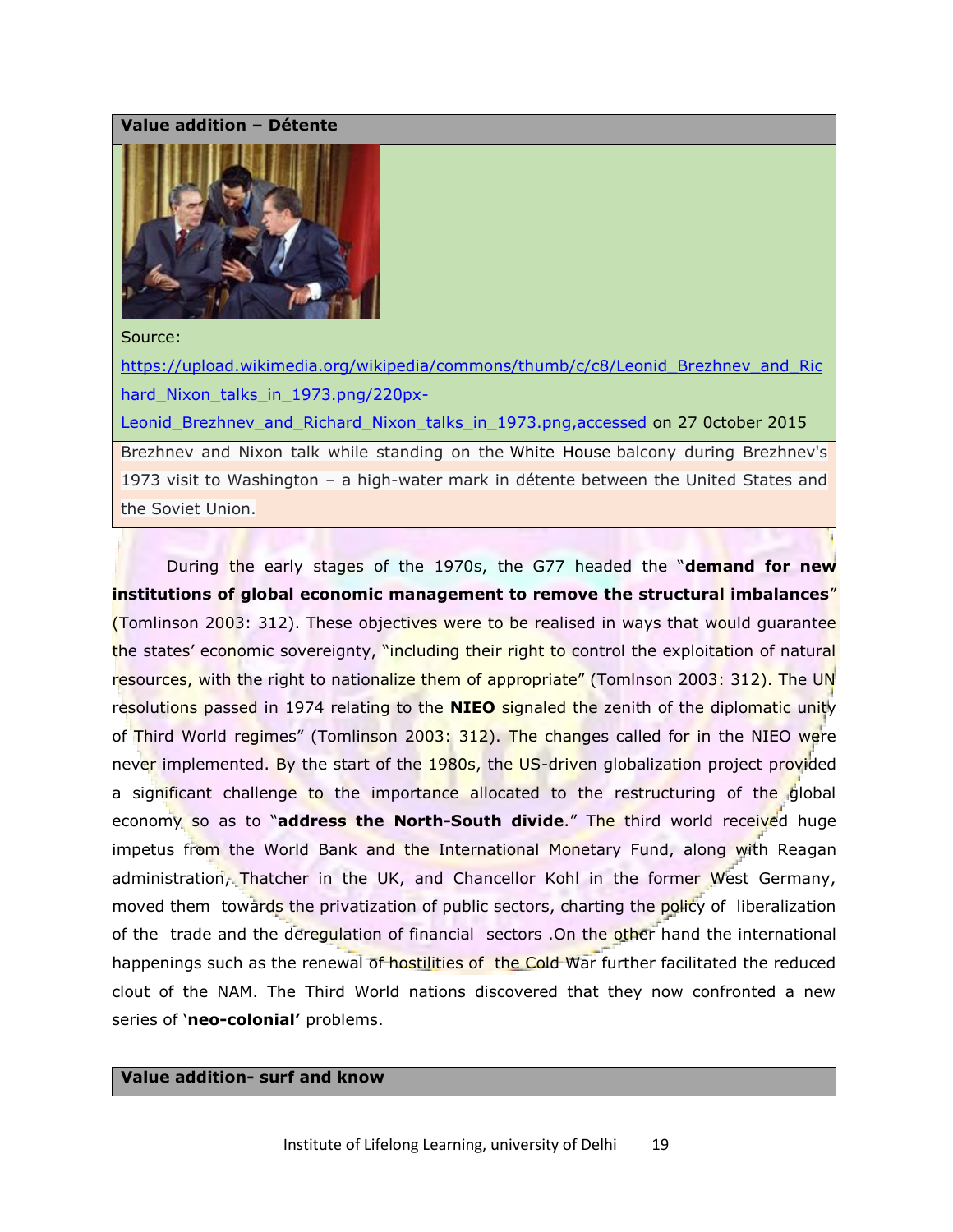**Value addition – Détente**

Source:
https://upload.wikimedia.org/wikipedia/commons/thumb/c/c8/Leonid_Brezhnev_and_Richard_Nixon_talks_in_1973.png/220px-Leonid_Brezhnev_and_Richard_Nixon_talks_in_1973.png,accessed on 27 0ctober 2015

Brezhnev and Nixon talk while standing on the White House balcony during Brezhnev's 1973 visit to Washington – a high-water mark in détente between the United States and the Soviet Union.

During the early stages of the 1970s, the G77 headed the "**demand for new institutions of global economic management to remove the structural imbalances**" (Tomlinson 2003: 312). These objectives were to be realised in ways that would guarantee the states' economic sovereignty, "including their right to control the exploitation of natural resources, with the right to nationalize them of appropriate" (Tomlnson 2003: 312). The UN resolutions passed in 1974 relating to the **NIEO** signaled the zenith of the diplomatic unity of Third World regimes" (Tomlinson 2003: 312). The changes called for in the NIEO were never implemented. By the start of the 1980s, the US-driven globalization project provided a significant challenge to the importance allocated to the restructuring of the global economy so as to "**address the North-South divide**." The third world received huge impetus from the World Bank and the International Monetary Fund, along with Reagan administration, Thatcher in the UK, and Chancellor Kohl in the former West Germany, moved them towards the privatization of public sectors, charting the policy of liberalization of the trade and the deregulation of financial sectors .On the other hand the international happenings such as the renewal of hostilities of the Cold War further facilitated the reduced clout of the NAM. The Third World nations discovered that they now confronted a new series of '**neo-colonial'** problems.

**Value addition- surf and know**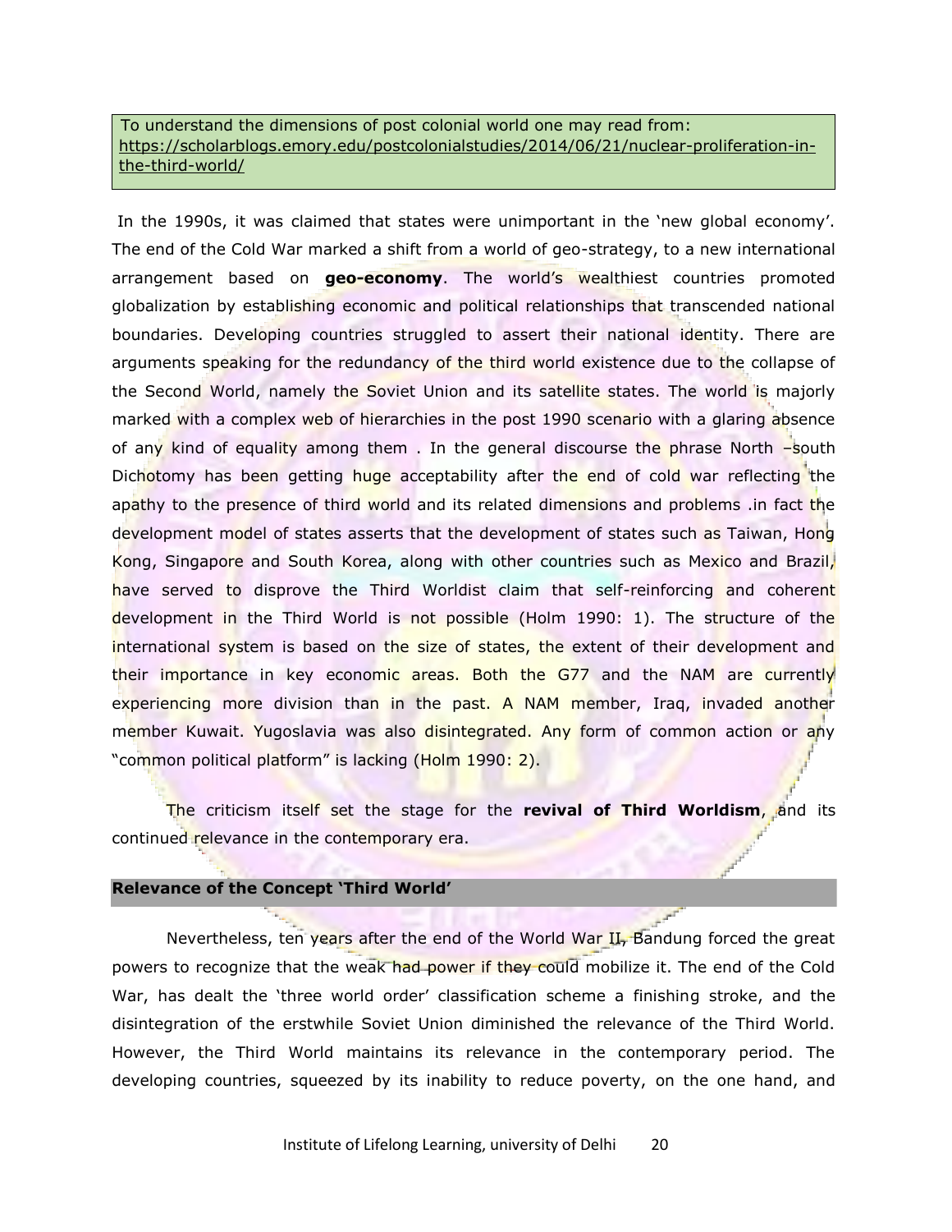To understand the dimensions of post colonial world one may read from: https://scholarblogs.emory.edu/postcolonialstudies/2014/06/21/nuclear-proliferation-in-the-third-world/

In the 1990s, it was claimed that states were unimportant in the 'new global economy'. The end of the Cold War marked a shift from a world of geo-strategy, to a new international arrangement based on **geo-economy**. The world's wealthiest countries promoted globalization by establishing economic and political relationships that transcended national boundaries. Developing countries struggled to assert their national identity. There are arguments speaking for the redundancy of the third world existence due to the collapse of the Second World, namely the Soviet Union and its satellite states. The world is majorly marked with a complex web of hierarchies in the post 1990 scenario with a glaring absence of any kind of equality among them . In the general discourse the phrase North –south Dichotomy has been getting huge acceptability after the end of cold war reflecting the apathy to the presence of third world and its related dimensions and problems .in fact the development model of states asserts that the development of states such as Taiwan, Hong Kong, Singapore and South Korea, along with other countries such as Mexico and Brazil, have served to disprove the Third Worldist claim that self-reinforcing and coherent development in the Third World is not possible (Holm 1990: 1). The structure of the international system is based on the size of states, the extent of their development and their importance in key economic areas. Both the G77 and the NAM are currently experiencing more division than in the past. A NAM member, Iraq, invaded another member Kuwait. Yugoslavia was also disintegrated. Any form of common action or any "common political platform" is lacking (Holm 1990: 2).

The criticism itself set the stage for the **revival of Third Worldism**, and its continued relevance in the contemporary era.

## Relevance of the Concept 'Third World'

Nevertheless, ten years after the end of the World War II, Bandung forced the great powers to recognize that the weak had power if they could mobilize it. The end of the Cold War, has dealt the 'three world order' classification scheme a finishing stroke, and the disintegration of the erstwhile Soviet Union diminished the relevance of the Third World. However, the Third World maintains its relevance in the contemporary period. The developing countries, squeezed by its inability to reduce poverty, on the one hand, and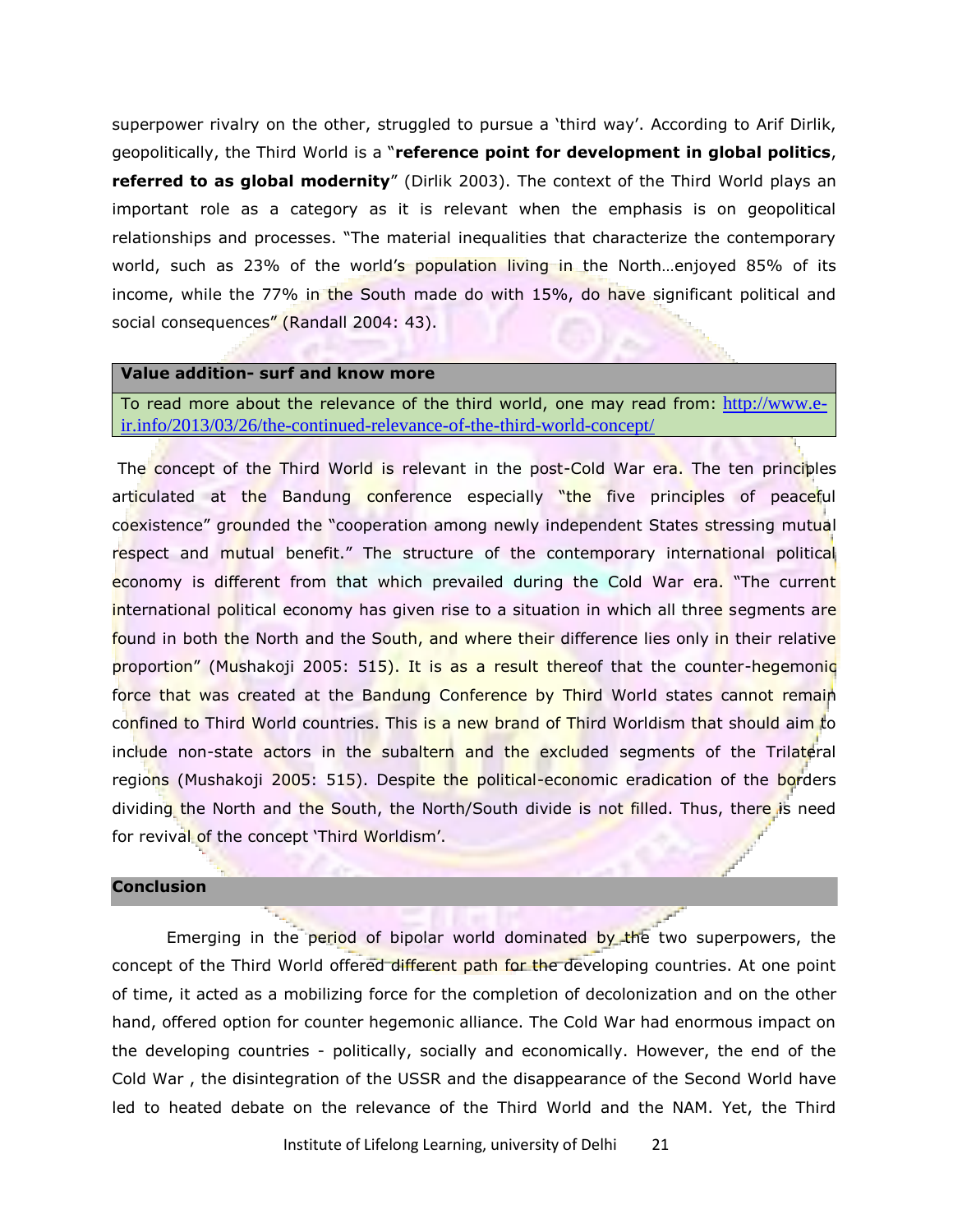superpower rivalry on the other, struggled to pursue a 'third way'. According to Arif Dirlik, geopolitically, the Third World is a "**reference point for development in global politics**, **referred to as global modernity**" (Dirlik 2003). The context of the Third World plays an important role as a category as it is relevant when the emphasis is on geopolitical relationships and processes. "The material inequalities that characterize the contemporary world, such as 23% of the world's population living in the North…enjoyed 85% of its income, while the 77% in the South made do with 15%, do have significant political and social consequences" (Randall 2004: 43).

| **Value addition- surf and know more** |
|---|
| To read more about the relevance of the third world, one may read from: http://www.e-ir.info/2013/03/26/the-continued-relevance-of-the-third-world-concept/ |

The concept of the Third World is relevant in the post-Cold War era. The ten principles articulated at the Bandung conference especially "the five principles of peaceful coexistence" grounded the "cooperation among newly independent States stressing mutual respect and mutual benefit." The structure of the contemporary international political economy is different from that which prevailed during the Cold War era. "The current international political economy has given rise to a situation in which all three segments are found in both the North and the South, and where their difference lies only in their relative proportion" (Mushakoji 2005: 515). It is as a result thereof that the counter-hegemonic force that was created at the Bandung Conference by Third World states cannot remain confined to Third World countries. This is a new brand of Third Worldism that should aim to include non-state actors in the subaltern and the excluded segments of the Trilateral regions (Mushakoji 2005: 515). Despite the political-economic eradication of the borders dividing the North and the South, the North/South divide is not filled. Thus, there is need for revival of the concept 'Third Worldism'.

## Conclusion

Emerging in the period of bipolar world dominated by the two superpowers, the concept of the Third World offered different path for the developing countries. At one point of time, it acted as a mobilizing force for the completion of decolonization and on the other hand, offered option for counter hegemonic alliance. The Cold War had enormous impact on the developing countries - politically, socially and economically. However, the end of the Cold War , the disintegration of the USSR and the disappearance of the Second World have led to heated debate on the relevance of the Third World and the NAM. Yet, the Third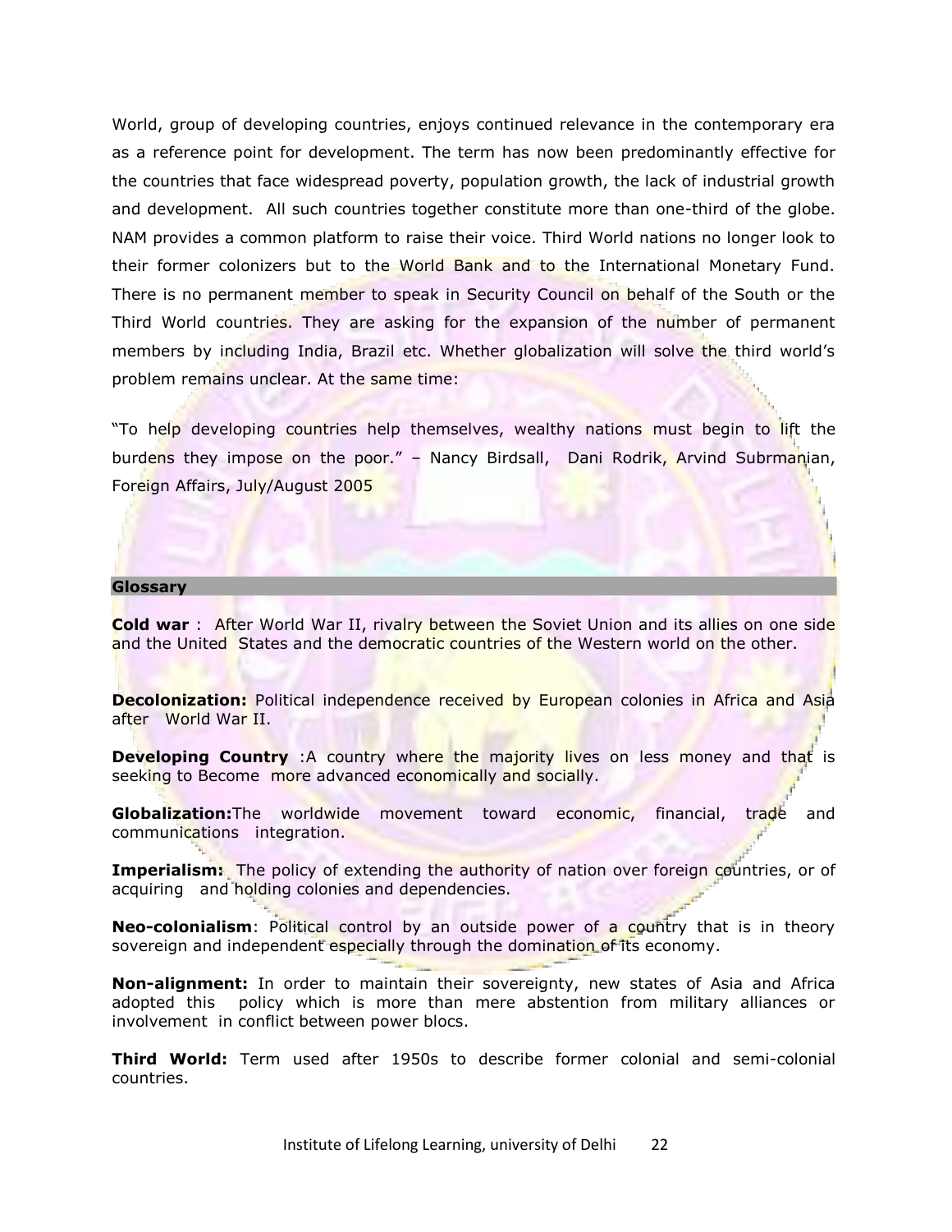World, group of developing countries, enjoys continued relevance in the contemporary era as a reference point for development. The term has now been predominantly effective for the countries that face widespread poverty, population growth, the lack of industrial growth and development. All such countries together constitute more than one-third of the globe. NAM provides a common platform to raise their voice. Third World nations no longer look to their former colonizers but to the World Bank and to the International Monetary Fund. There is no permanent member to speak in Security Council on behalf of the South or the Third World countries. They are asking for the expansion of the number of permanent members by including India, Brazil etc. Whether globalization will solve the third world's problem remains unclear. At the same time:

"To help developing countries help themselves, wealthy nations must begin to lift the burdens they impose on the poor." – Nancy Birdsall, Dani Rodrik, Arvind Subrmanian, Foreign Affairs, July/August 2005

## Glossary

**Cold war** : After World War II, rivalry between the Soviet Union and its allies on one side and the United States and the democratic countries of the Western world on the other.

**Decolonization:** Political independence received by European colonies in Africa and Asia after World War II.

**Developing Country** :A country where the majority lives on less money and that is seeking to Become more advanced economically and socially.

**Globalization:**The worldwide movement toward economic, financial, trade and communications integration.

**Imperialism:** The policy of extending the authority of nation over foreign countries, or of acquiring and holding colonies and dependencies.

**Neo-colonialism**: Political control by an outside power of a country that is in theory sovereign and independent especially through the domination of its economy.

**Non-alignment:** In order to maintain their sovereignty, new states of Asia and Africa adopted this policy which is more than mere abstention from military alliances or involvement in conflict between power blocs.

**Third World:** Term used after 1950s to describe former colonial and semi-colonial countries.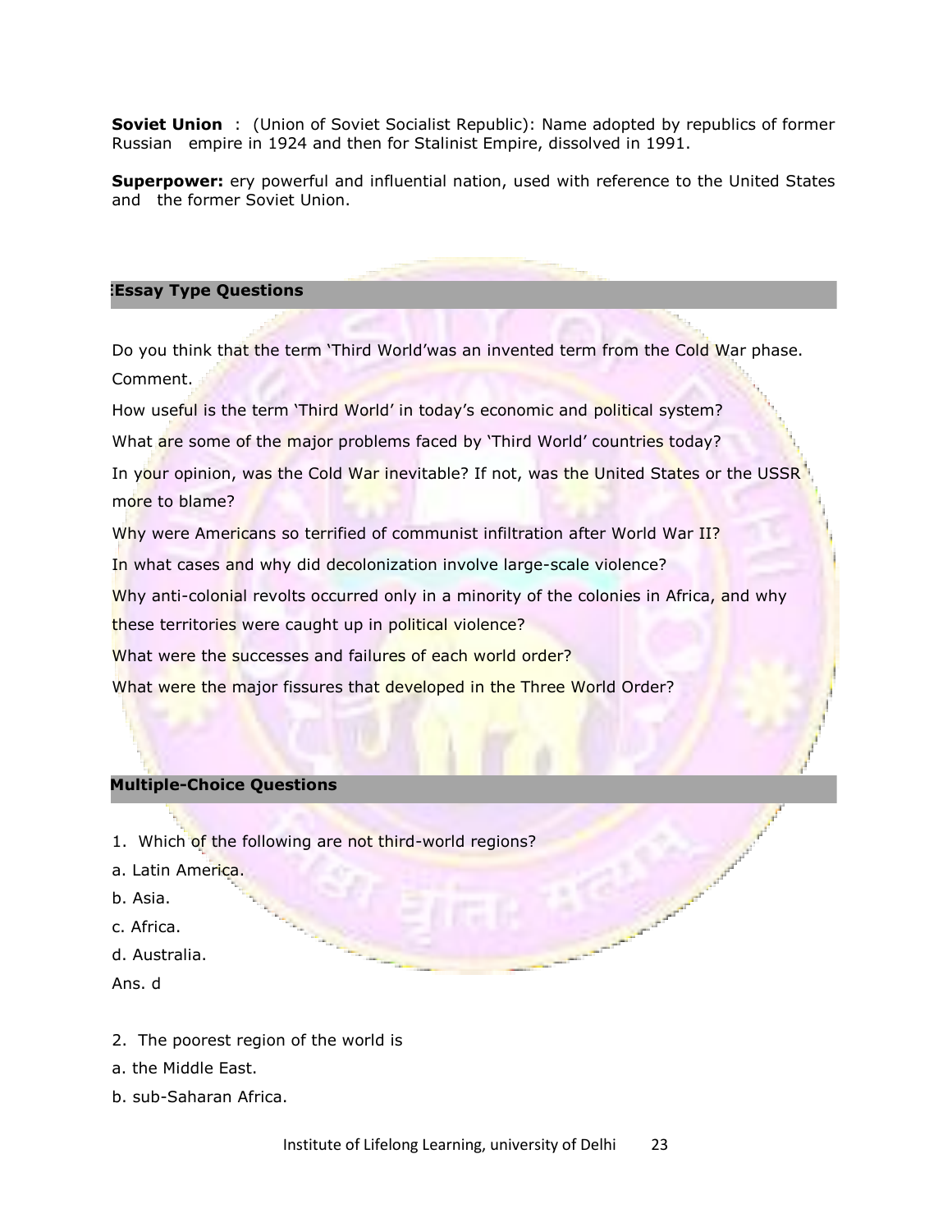**Soviet Union** : (Union of Soviet Socialist Republic): Name adopted by republics of former Russian empire in 1924 and then for Stalinist Empire, dissolved in 1991.

**Superpower:** ery powerful and influential nation, used with reference to the United States and the former Soviet Union.

## :Essay Type Questions

Do you think that the term 'Third World'was an invented term from the Cold War phase. Comment.

How useful is the term 'Third World' in today's economic and political system?

What are some of the major problems faced by 'Third World' countries today?

In your opinion, was the Cold War inevitable? If not, was the United States or the USSR more to blame?

Why were Americans so terrified of communist infiltration after World War II?

In what cases and why did decolonization involve large-scale violence?

Why anti-colonial revolts occurred only in a minority of the colonies in Africa, and why these territories were caught up in political violence?

What were the successes and failures of each world order?

What were the major fissures that developed in the Three World Order?

## Multiple-Choice Questions

1. Which of the following are not third-world regions?

a. Latin America.

b. Asia.

c. Africa.

d. Australia.

Ans. d

2. The poorest region of the world is

a. the Middle East.

b. sub-Saharan Africa.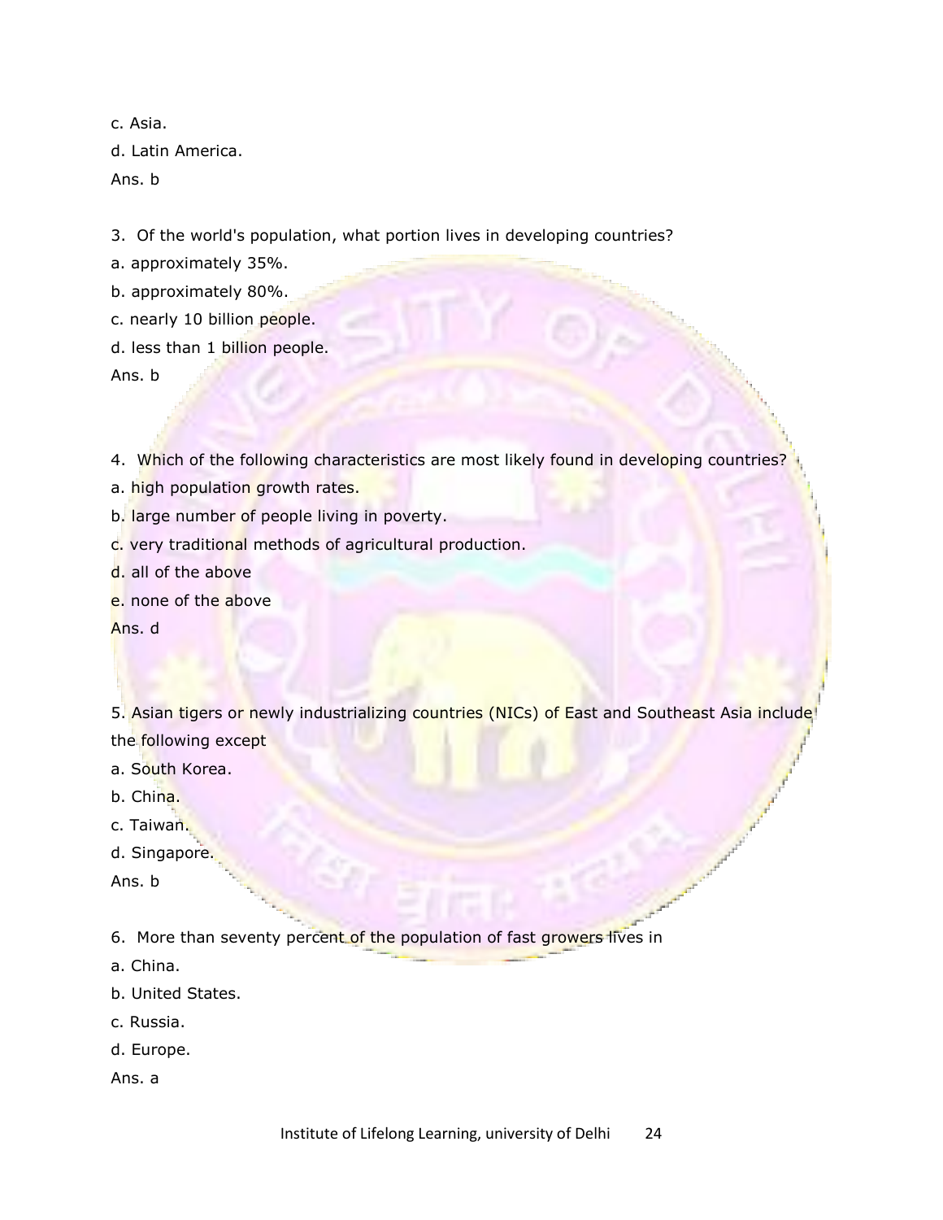c. Asia.

d. Latin America.

Ans. b

3. Of the world's population, what portion lives in developing countries?

a. approximately 35%.

b. approximately 80%.

c. nearly 10 billion people.

d. less than 1 billion people.

Ans. b

4. Which of the following characteristics are most likely found in developing countries?

a. high population growth rates.

b. large number of people living in poverty.

c. very traditional methods of agricultural production.

d. all of the above

e. none of the above

Ans. d

5. Asian tigers or newly industrializing countries (NICs) of East and Southeast Asia include the following except

a. South Korea.

b. China.

c. Taiwan.

d. Singapore.

Ans. b

6. More than seventy percent of the population of fast growers lives in

a. China.

b. United States.

c. Russia.

d. Europe.

Ans. a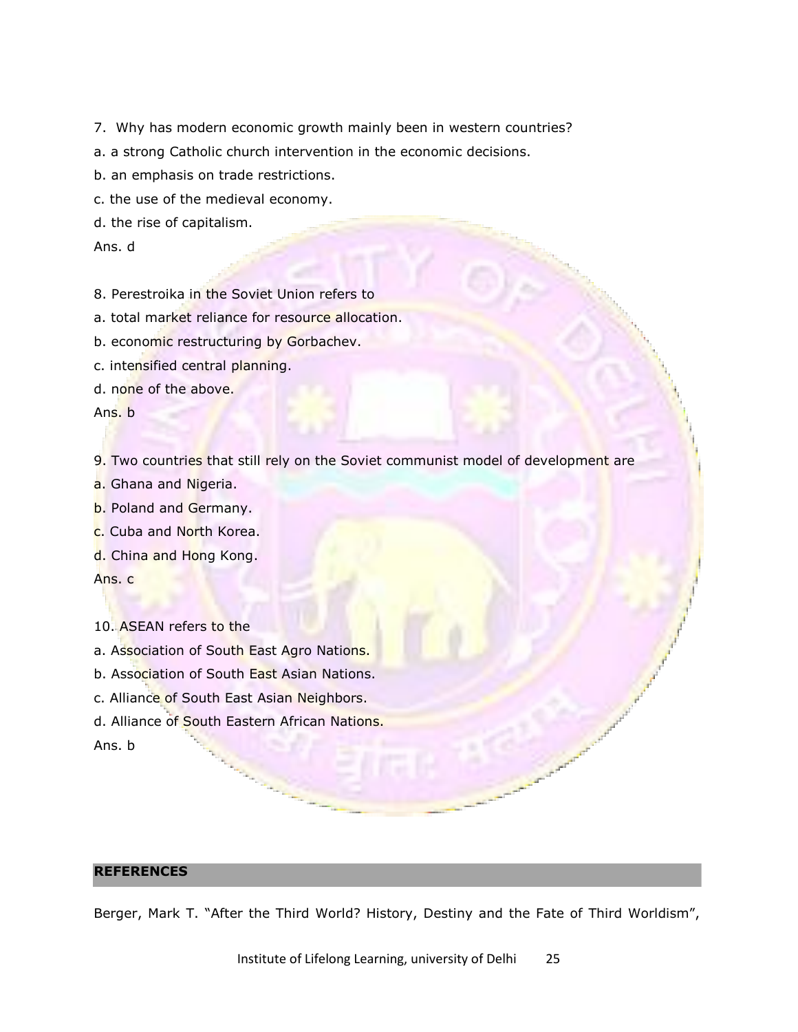7. Why has modern economic growth mainly been in western countries?

a. a strong Catholic church intervention in the economic decisions.

b. an emphasis on trade restrictions.

c. the use of the medieval economy.

d. the rise of capitalism.

Ans. d

8. Perestroika in the Soviet Union refers to

a. total market reliance for resource allocation.

b. economic restructuring by Gorbachev.

c. intensified central planning.

d. none of the above.

Ans. b

9. Two countries that still rely on the Soviet communist model of development are

a. Ghana and Nigeria.

b. Poland and Germany.

c. Cuba and North Korea.

d. China and Hong Kong.

Ans. c

10. ASEAN refers to the

a. Association of South East Agro Nations.

b. Association of South East Asian Nations.

c. Alliance of South East Asian Neighbors.

d. Alliance of South Eastern African Nations.

Ans. b

## REFERENCES

Berger, Mark T. "After the Third World? History, Destiny and the Fate of Third Worldism",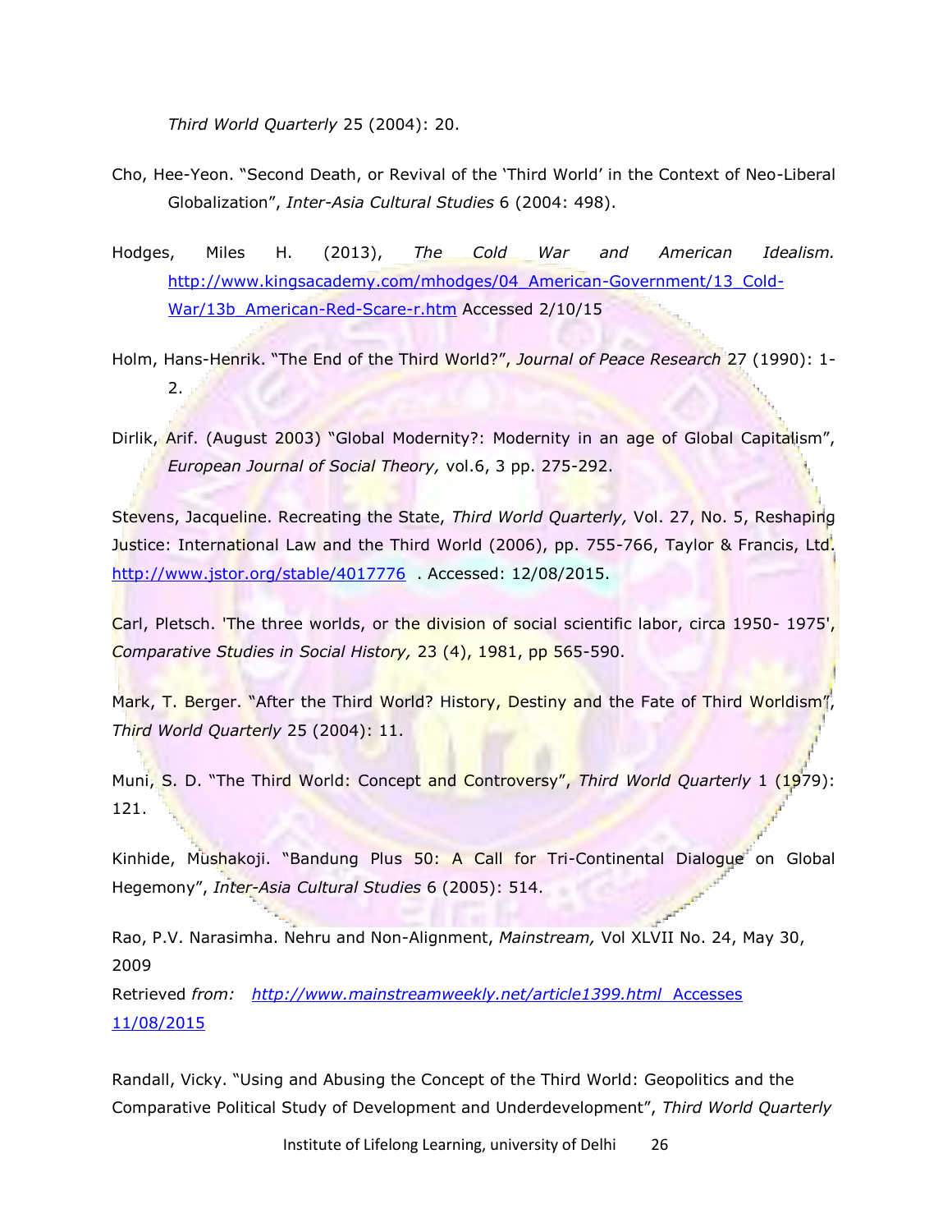*Third World Quarterly* 25 (2004): 20.

Cho, Hee-Yeon. "Second Death, or Revival of the 'Third World' in the Context of Neo-Liberal Globalization", *Inter-Asia Cultural Studies* 6 (2004: 498).

Hodges, Miles H. (2013), *The Cold War and American Idealism.* http://www.kingsacademy.com/mhodges/04_American-Government/13_Cold-War/13b_American-Red-Scare-r.htm Accessed 2/10/15

Holm, Hans-Henrik. "The End of the Third World?", *Journal of Peace Research* 27 (1990): 1-2.

Dirlik, Arif. (August 2003) "Global Modernity?: Modernity in an age of Global Capitalism", *European Journal of Social Theory,* vol.6, 3 pp. 275-292.

Stevens, Jacqueline. Recreating the State, *Third World Quarterly,* Vol. 27, No. 5, Reshaping Justice: International Law and the Third World (2006), pp. 755-766, Taylor & Francis, Ltd. http://www.jstor.org/stable/4017776 . Accessed: 12/08/2015.

Carl, Pletsch. 'The three worlds, or the division of social scientific labor, circa 1950- 1975', *Comparative Studies in Social History,* 23 (4), 1981, pp 565-590.

Mark, T. Berger. "After the Third World? History, Destiny and the Fate of Third Worldism", *Third World Quarterly* 25 (2004): 11.

Muni, S. D. "The Third World: Concept and Controversy", *Third World Quarterly* 1 (1979): 121.

Kinhide, Mushakoji. "Bandung Plus 50: A Call for Tri-Continental Dialogue on Global Hegemony", *Inter-Asia Cultural Studies* 6 (2005): 514.

Rao, P.V. Narasimha. Nehru and Non-Alignment, *Mainstream,* Vol XLVII No. 24, May 30, 2009
Retrieved *from:* *http://www.mainstreamweekly.net/article1399.html* Accesses 11/08/2015

Randall, Vicky. "Using and Abusing the Concept of the Third World: Geopolitics and the Comparative Political Study of Development and Underdevelopment", *Third World Quarterly*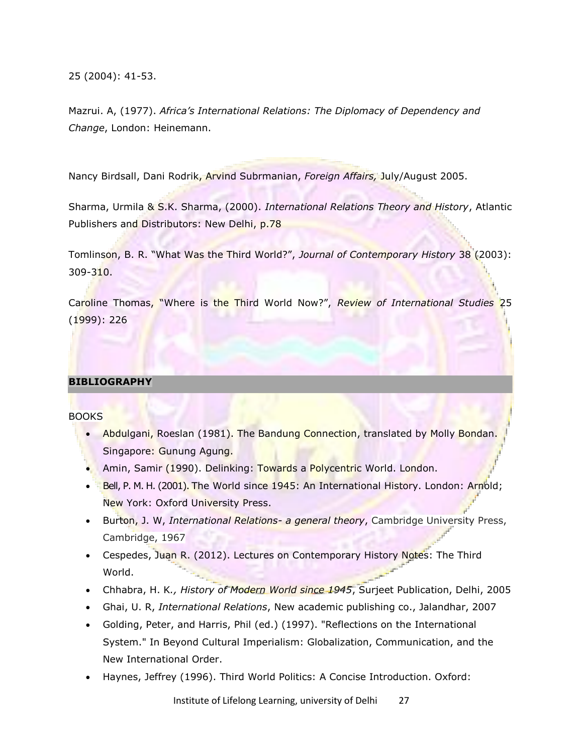25 (2004): 41-53.

Mazrui. A, (1977). *Africa's International Relations: The Diplomacy of Dependency and Change*, London: Heinemann.

Nancy Birdsall, Dani Rodrik, Arvind Subrmanian, *Foreign Affairs,* July/August 2005.

Sharma, Urmila & S.K. Sharma, (2000). *International Relations Theory and History*, Atlantic Publishers and Distributors: New Delhi, p.78

Tomlinson, B. R. "What Was the Third World?", *Journal of Contemporary History* 38 (2003): 309-310.

Caroline Thomas, "Where is the Third World Now?", *Review of International Studies* 25 (1999): 226

## BIBLIOGRAPHY

BOOKS

- Abdulgani, Roeslan (1981). The Bandung Connection, translated by Molly Bondan. Singapore: Gunung Agung.
- Amin, Samir (1990). Delinking: Towards a Polycentric World. London.
- Bell, P. M. H. (2001). The World since 1945: An International History. London: Arnold; New York: Oxford University Press.
- Burton, J. W, *International Relations- a general theory*, Cambridge University Press, Cambridge, 1967
- Cespedes, Juan R. (2012). Lectures on Contemporary History Notes: The Third World.
- Chhabra, H. K*., History of Modern World since 1945*, Surjeet Publication, Delhi, 2005
- Ghai, U. R, *International Relations*, New academic publishing co., Jalandhar, 2007
- Golding, Peter, and Harris, Phil (ed.) (1997). "Reflections on the International System." In Beyond Cultural Imperialism: Globalization, Communication, and the New International Order.
- Haynes, Jeffrey (1996). Third World Politics: A Concise Introduction. Oxford: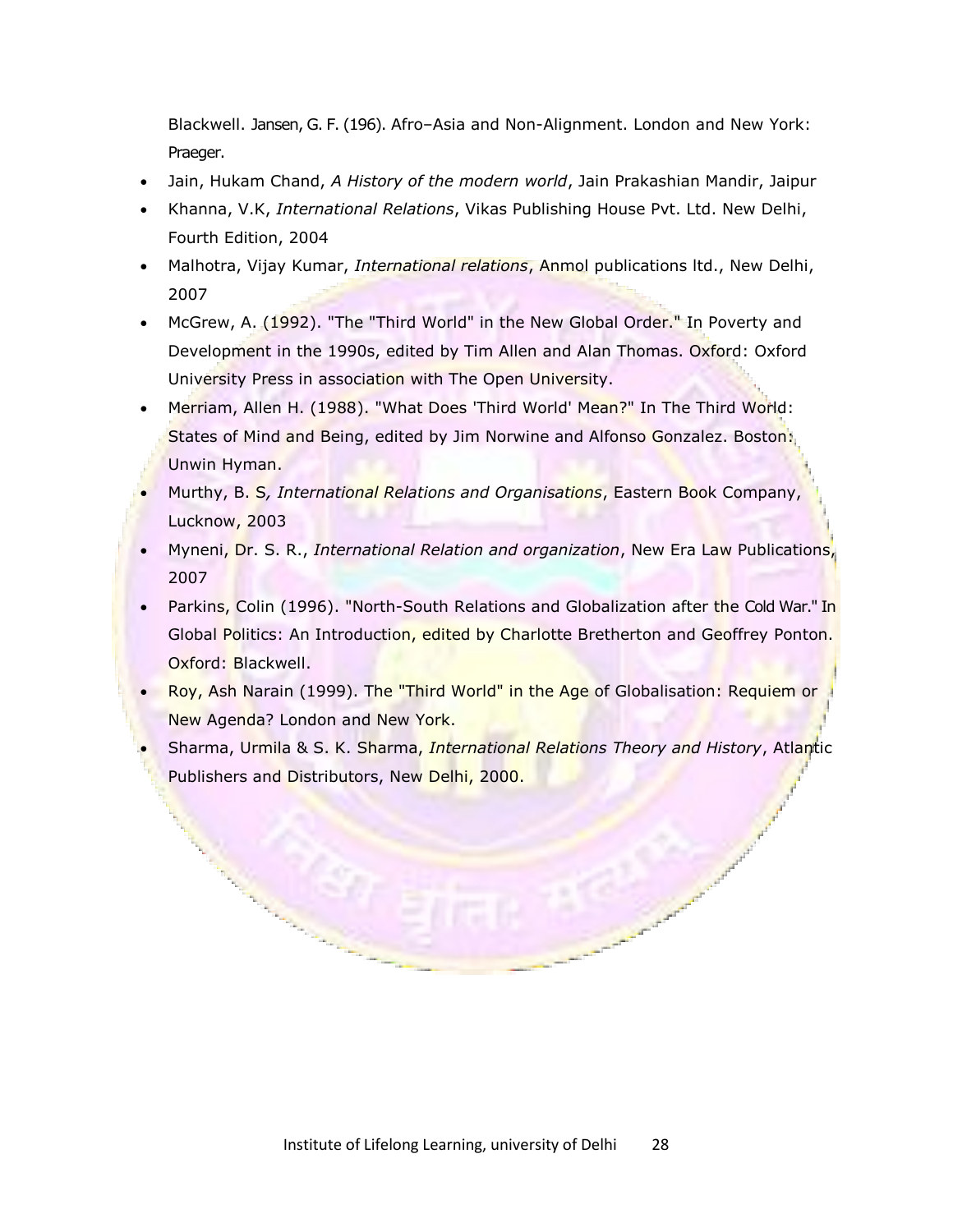Blackwell. Jansen, G. F. (196). Afro–Asia and Non-Alignment. London and New York: Praeger.

- Jain, Hukam Chand, *A History of the modern world*, Jain Prakashian Mandir, Jaipur
- Khanna, V.K, *International Relations*, Vikas Publishing House Pvt. Ltd. New Delhi, Fourth Edition, 2004
- Malhotra, Vijay Kumar, *International relations*, Anmol publications ltd., New Delhi, 2007
- McGrew, A. (1992). "The "Third World" in the New Global Order." In Poverty and Development in the 1990s, edited by Tim Allen and Alan Thomas. Oxford: Oxford University Press in association with The Open University.
- Merriam, Allen H. (1988). "What Does 'Third World' Mean?" In The Third World: States of Mind and Being, edited by Jim Norwine and Alfonso Gonzalez. Boston: Unwin Hyman.
- Murthy, B. S*, International Relations and Organisations*, Eastern Book Company, Lucknow, 2003
- Myneni, Dr. S. R., *International Relation and organization*, New Era Law Publications, 2007
- Parkins, Colin (1996). "North-South Relations and Globalization after the Cold War." In Global Politics: An Introduction, edited by Charlotte Bretherton and Geoffrey Ponton. Oxford: Blackwell.
- Roy, Ash Narain (1999). The "Third World" in the Age of Globalisation: Requiem or New Agenda? London and New York.
- Sharma, Urmila & S. K. Sharma, *International Relations Theory and History*, Atlantic Publishers and Distributors, New Delhi, 2000.